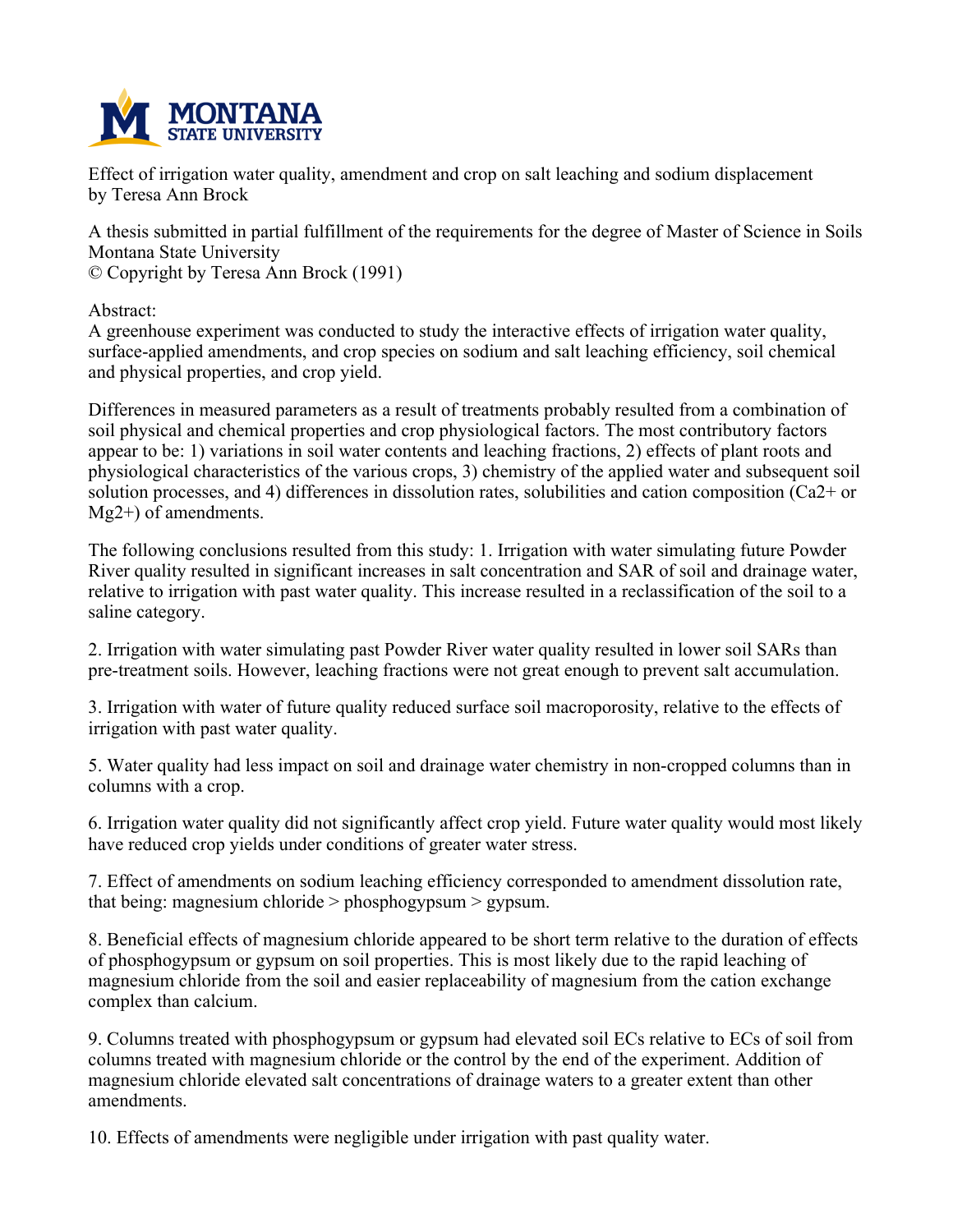Effect of irrigation water quality, amendment and crop on salt leaching and sodium displacement
by Teresa Ann Brock

A thesis submitted in partial fulfillment of the requirements for the degree of Master of Science in Soils
Montana State University
© Copyright by Teresa Ann Brock (1991)

Abstract:
A greenhouse experiment was conducted to study the interactive effects of irrigation water quality, surface-applied amendments, and crop species on sodium and salt leaching efficiency, soil chemical and physical properties, and crop yield.

Differences in measured parameters as a result of treatments probably resulted from a combination of soil physical and chemical properties and crop physiological factors. The most contributory factors appear to be: 1) variations in soil water contents and leaching fractions, 2) effects of plant roots and physiological characteristics of the various crops, 3) chemistry of the applied water and subsequent soil solution processes, and 4) differences in dissolution rates, solubilities and cation composition ($Ca^{2+}$ or $Mg^{2+}$) of amendments.

The following conclusions resulted from this study: 1. Irrigation with water simulating future Powder River quality resulted in significant increases in salt concentration and SAR of soil and drainage water, relative to irrigation with past water quality. This increase resulted in a reclassification of the soil to a saline category.

2. Irrigation with water simulating past Powder River water quality resulted in lower soil SARs than pre-treatment soils. However, leaching fractions were not great enough to prevent salt accumulation.

3. Irrigation with water of future quality reduced surface soil macroporosity, relative to the effects of irrigation with past water quality.

5. Water quality had less impact on soil and drainage water chemistry in non-cropped columns than in columns with a crop.

6. Irrigation water quality did not significantly affect crop yield. Future water quality would most likely have reduced crop yields under conditions of greater water stress.

7. Effect of amendments on sodium leaching efficiency corresponded to amendment dissolution rate, that being: magnesium chloride > phosphogypsum > gypsum.

8. Beneficial effects of magnesium chloride appeared to be short term relative to the duration of effects of phosphogypsum or gypsum on soil properties. This is most likely due to the rapid leaching of magnesium chloride from the soil and easier replaceability of magnesium from the cation exchange complex than calcium.

9. Columns treated with phosphogypsum or gypsum had elevated soil ECs relative to ECs of soil from columns treated with magnesium chloride or the control by the end of the experiment. Addition of magnesium chloride elevated salt concentrations of drainage waters to a greater extent than other amendments.

10. Effects of amendments were negligible under irrigation with past quality water.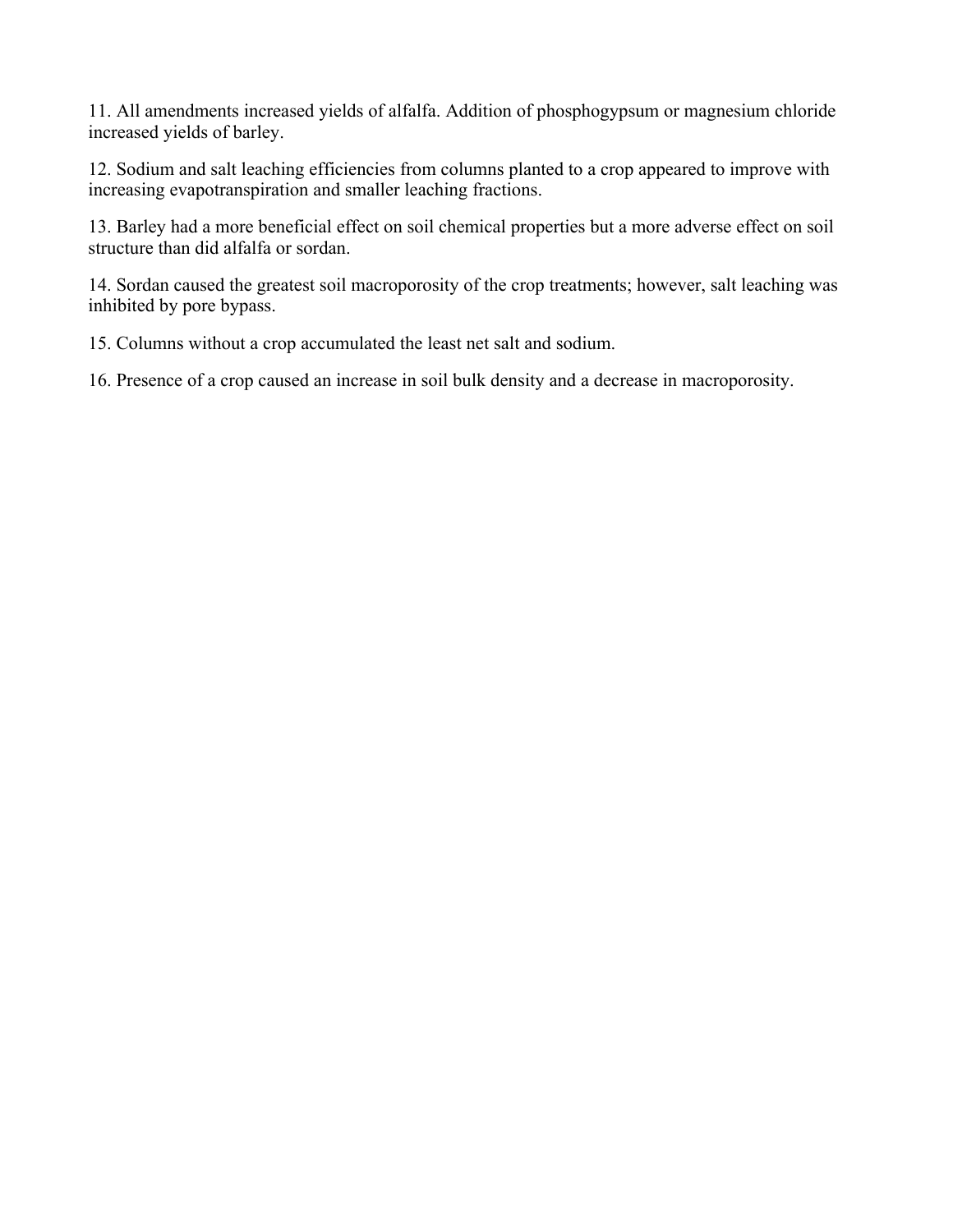11. All amendments increased yields of alfalfa. Addition of phosphogypsum or magnesium chloride increased yields of barley.

12. Sodium and salt leaching efficiencies from columns planted to a crop appeared to improve with increasing evapotranspiration and smaller leaching fractions.

13. Barley had a more beneficial effect on soil chemical properties but a more adverse effect on soil structure than did alfalfa or sordan.

14. Sordan caused the greatest soil macroporosity of the crop treatments; however, salt leaching was inhibited by pore bypass.

15. Columns without a crop accumulated the least net salt and sodium.

16. Presence of a crop caused an increase in soil bulk density and a decrease in macroporosity.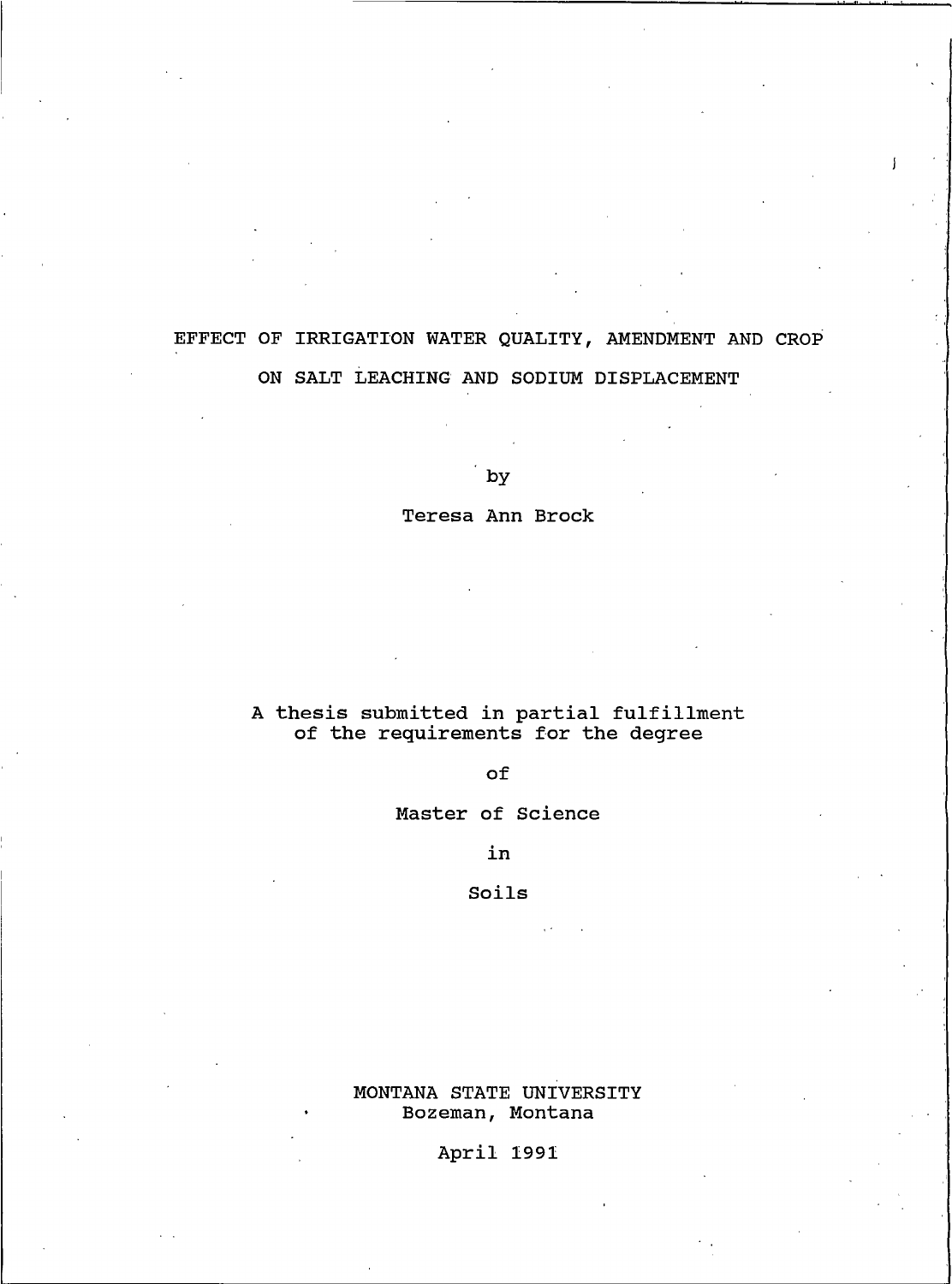# EFFECT OF IRRIGATION WATER QUALITY, AMENDMENT AND CROP ON SALT LEACHING AND SODIUM DISPLACEMENT

by

Teresa Ann Brock

A thesis submitted in partial fulfillment of the requirements for the degree

of

Master of Science

in

Soils

MONTANA STATE UNIVERSITY
Bozeman, Montana

April 1991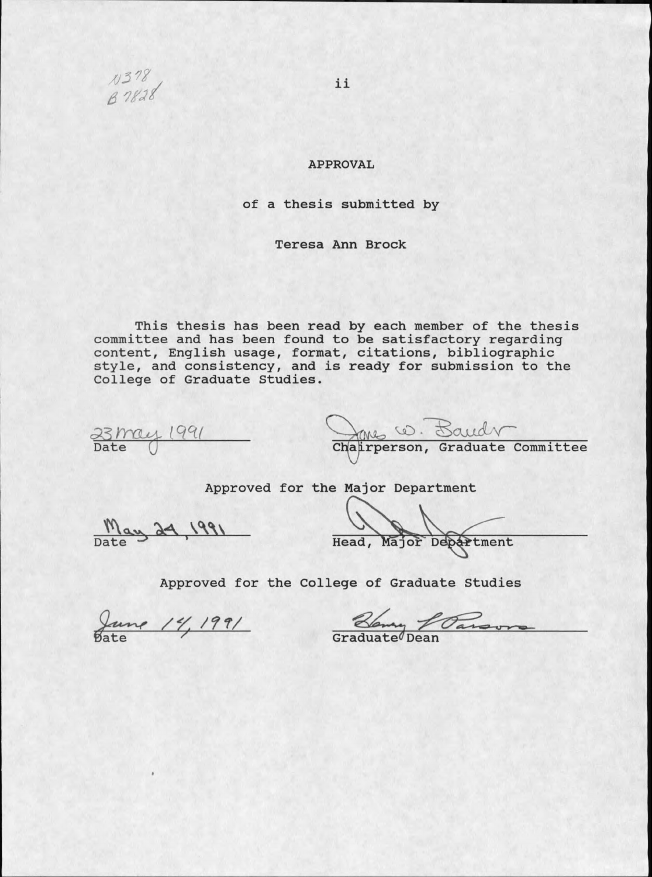N378
B7828

# APPROVAL

of a thesis submitted by

Teresa Ann Brock

This thesis has been read by each member of the thesis committee and has been found to be satisfactory regarding content, English usage, format, citations, bibliographic style, and consistency, and is ready for submission to the College of Graduate Studies.

23 May 1991
Date

James W. Bauder
Chairperson, Graduate Committee

Approved for the Major Department

May 24, 1991
Date

Head, Major Department

Approved for the College of Graduate Studies

June 14, 1991
Date

Henry L Parsons
Graduate Dean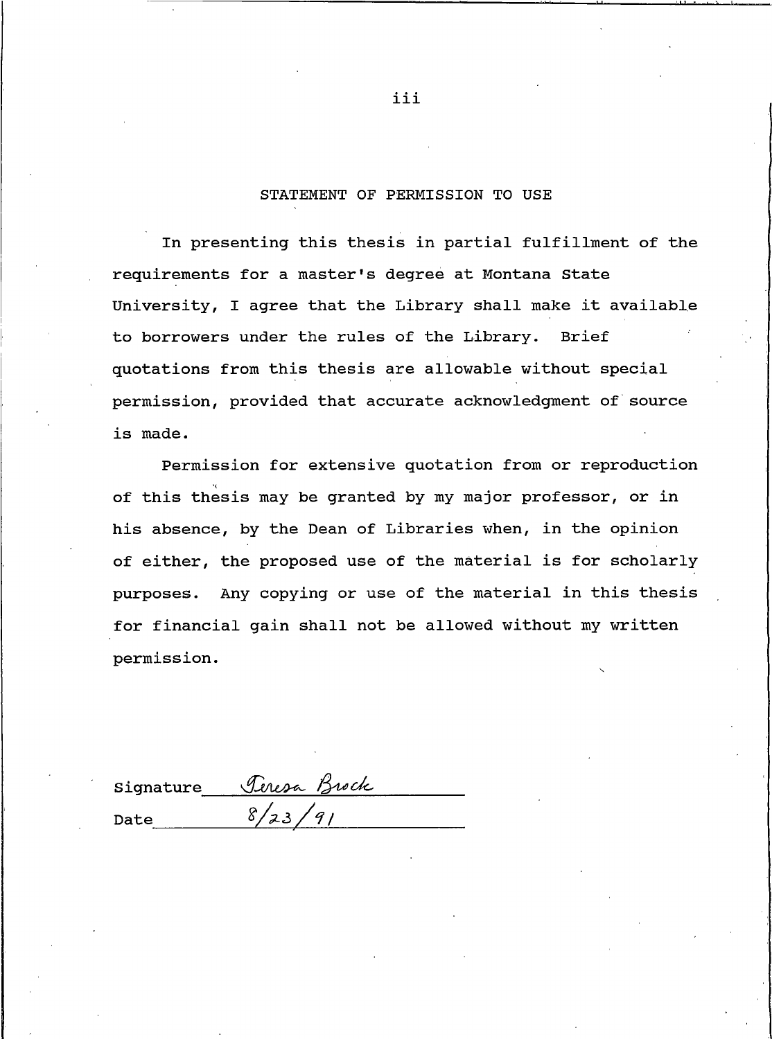## STATEMENT OF PERMISSION TO USE

In presenting this thesis in partial fulfillment of the requirements for a master's degree at Montana State University, I agree that the Library shall make it available to borrowers under the rules of the Library. Brief quotations from this thesis are allowable without special permission, provided that accurate acknowledgment of source is made.

Permission for extensive quotation from or reproduction of this thesis may be granted by my major professor, or in his absence, by the Dean of Libraries when, in the opinion of either, the proposed use of the material is for scholarly purposes. Any copying or use of the material in this thesis for financial gain shall not be allowed without my written permission.

Signature Teresa Brock

Date 8/23/91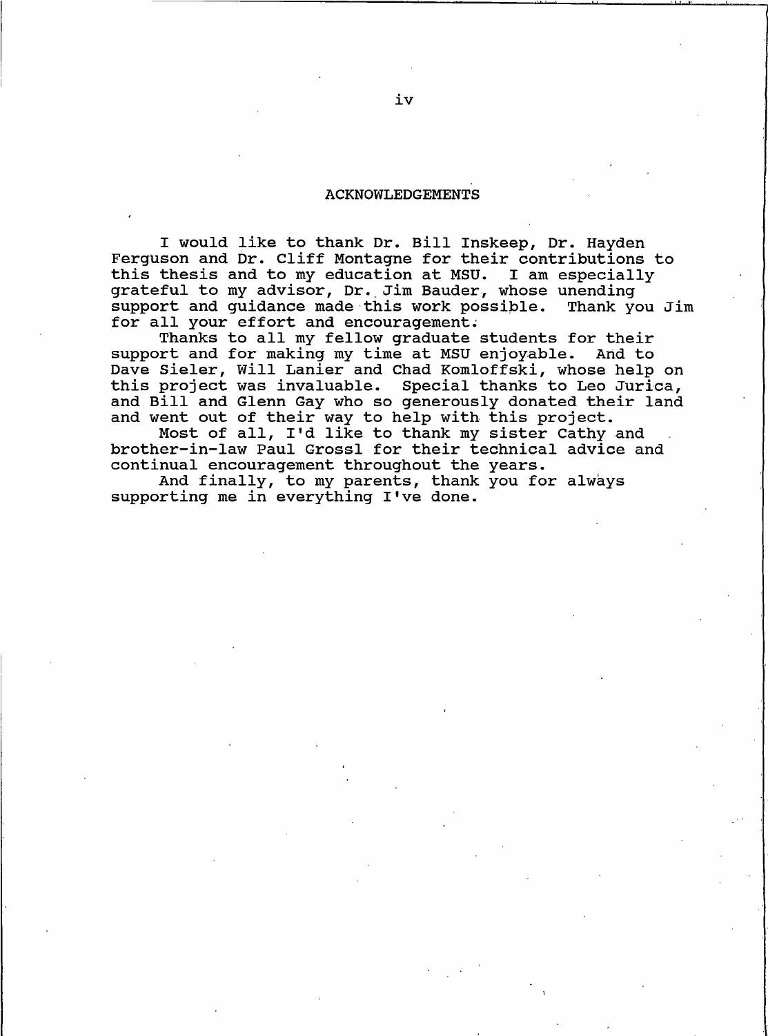## ACKNOWLEDGEMENTS

I would like to thank Dr. Bill Inskeep, Dr. Hayden Ferguson and Dr. Cliff Montagne for their contributions to this thesis and to my education at MSU. I am especially grateful to my advisor, Dr. Jim Bauder, whose unending support and guidance made this work possible. Thank you Jim for all your effort and encouragement.

Thanks to all my fellow graduate students for their support and for making my time at MSU enjoyable. And to Dave Sieler, Will Lanier and Chad Komloffski, whose help on this project was invaluable. Special thanks to Leo Jurica, and Bill and Glenn Gay who so generously donated their land and went out of their way to help with this project.

Most of all, I'd like to thank my sister Cathy and brother-in-law Paul Grossl for their technical advice and continual encouragement throughout the years.

And finally, to my parents, thank you for always supporting me in everything I've done.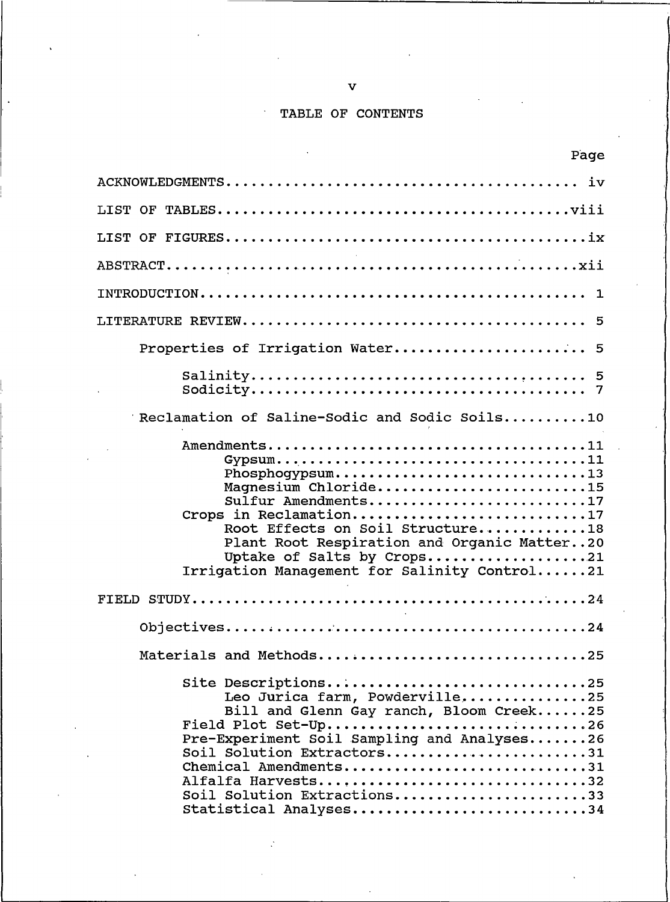# TABLE OF CONTENTS

| | Page |
|---|---|
| ACKNOWLEDGMENTS | iv |
| LIST OF TABLES | viii |
| LIST OF FIGURES | ix |
| ABSTRACT | xii |
| INTRODUCTION | 1 |
| LITERATURE REVIEW | 5 |
| Properties of Irrigation Water | 5 |
| Salinity | 5 |
| Sodicity | 7 |
| Reclamation of Saline-Sodic and Sodic Soils | 10 |
| Amendments | 11 |
| Gypsum | 11 |
| Phosphogypsum | 13 |
| Magnesium Chloride | 15 |
| Sulfur Amendments | 17 |
| Crops in Reclamation | 17 |
| Root Effects on Soil Structure | 18 |
| Plant Root Respiration and Organic Matter | 20 |
| Uptake of Salts by Crops | 21 |
| Irrigation Management for Salinity Control | 21 |
| FIELD STUDY | 24 |
| Objectives | 24 |
| Materials and Methods | 25 |
| Site Descriptions | 25 |
| Leo Jurica farm, Powderville | 25 |
| Bill and Glenn Gay ranch, Bloom Creek | 25 |
| Field Plot Set-Up | 26 |
| Pre-Experiment Soil Sampling and Analyses | 26 |
| Soil Solution Extractors | 31 |
| Chemical Amendments | 31 |
| Alfalfa Harvests | 32 |
| Soil Solution Extractions | 33 |
| Statistical Analyses | 34 |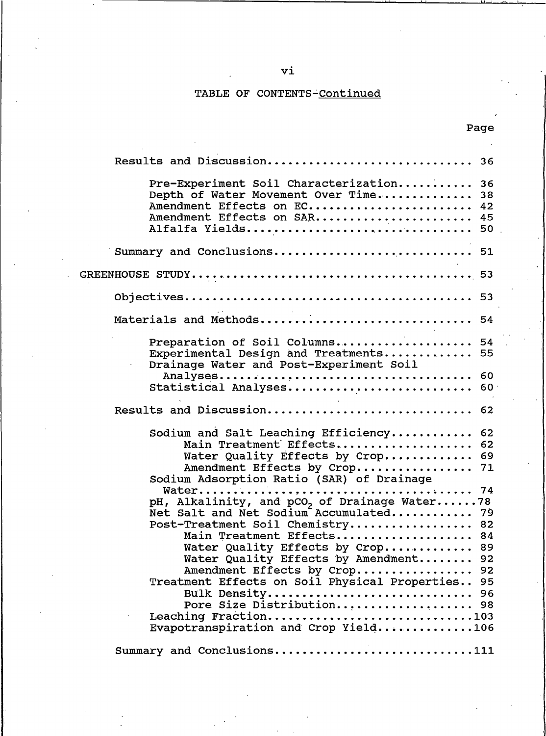TABLE OF CONTENTS-Continued

| | Page |
|---|---|
| Results and Discussion | 36 |
| Pre-Experiment Soil Characterization | 36 |
| Depth of Water Movement Over Time | 38 |
| Amendment Effects on EC | 42 |
| Amendment Effects on SAR | 45 |
| Alfalfa Yields | 50 |
| Summary and Conclusions | 51 |
| GREENHOUSE STUDY | 53 |
| Objectives | 53 |
| Materials and Methods | 54 |
| Preparation of Soil Columns | 54 |
| Experimental Design and Treatments | 55 |
| Drainage Water and Post-Experiment Soil Analyses | 60 |
| Statistical Analyses | 60 |
| Results and Discussion | 62 |
| Sodium and Salt Leaching Efficiency | 62 |
| Main Treatment Effects | 62 |
| Water Quality Effects by Crop | 69 |
| Amendment Effects by Crop | 71 |
| Sodium Adsorption Ratio (SAR) of Drainage Water | 74 |
| pH, Alkalinity, and $pCO_2$ of Drainage Water | 78 |
| Net Salt and Net Sodium Accumulated | 79 |
| Post-Treatment Soil Chemistry | 82 |
| Main Treatment Effects | 84 |
| Water Quality Effects by Crop | 89 |
| Water Quality Effects by Amendment | 92 |
| Amendment Effects by Crop | 92 |
| Treatment Effects on Soil Physical Properties | 95 |
| Bulk Density | 96 |
| Pore Size Distribution | 98 |
| Leaching Fraction | 103 |
| Evapotranspiration and Crop Yield | 106 |
| Summary and Conclusions | 111 |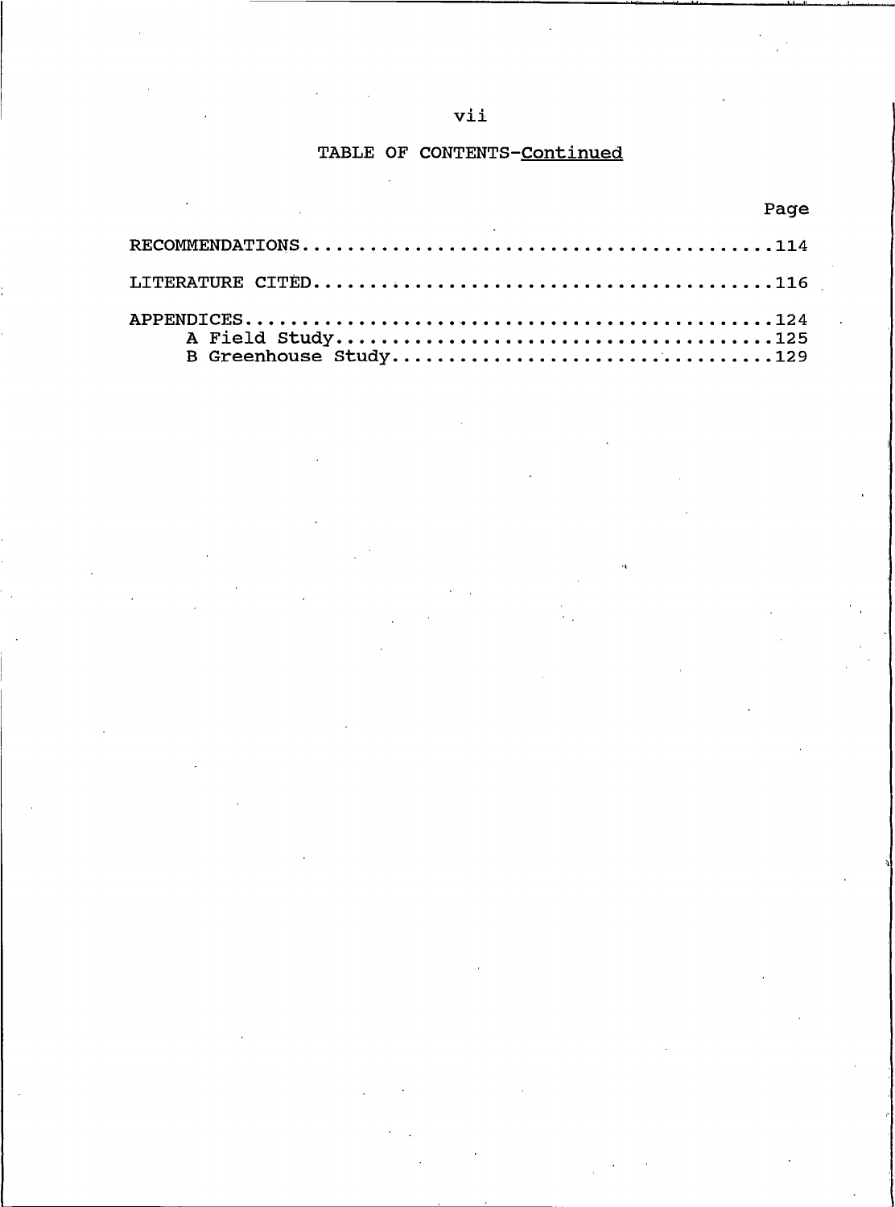TABLE OF CONTENTS-Continued

| | Page |
|---|---|
| RECOMMENDATIONS | 114 |
| LITERATURE CITED | 116 |
| APPENDICES | 124 |
| A Field Study | 125 |
| B Greenhouse Study | 129 |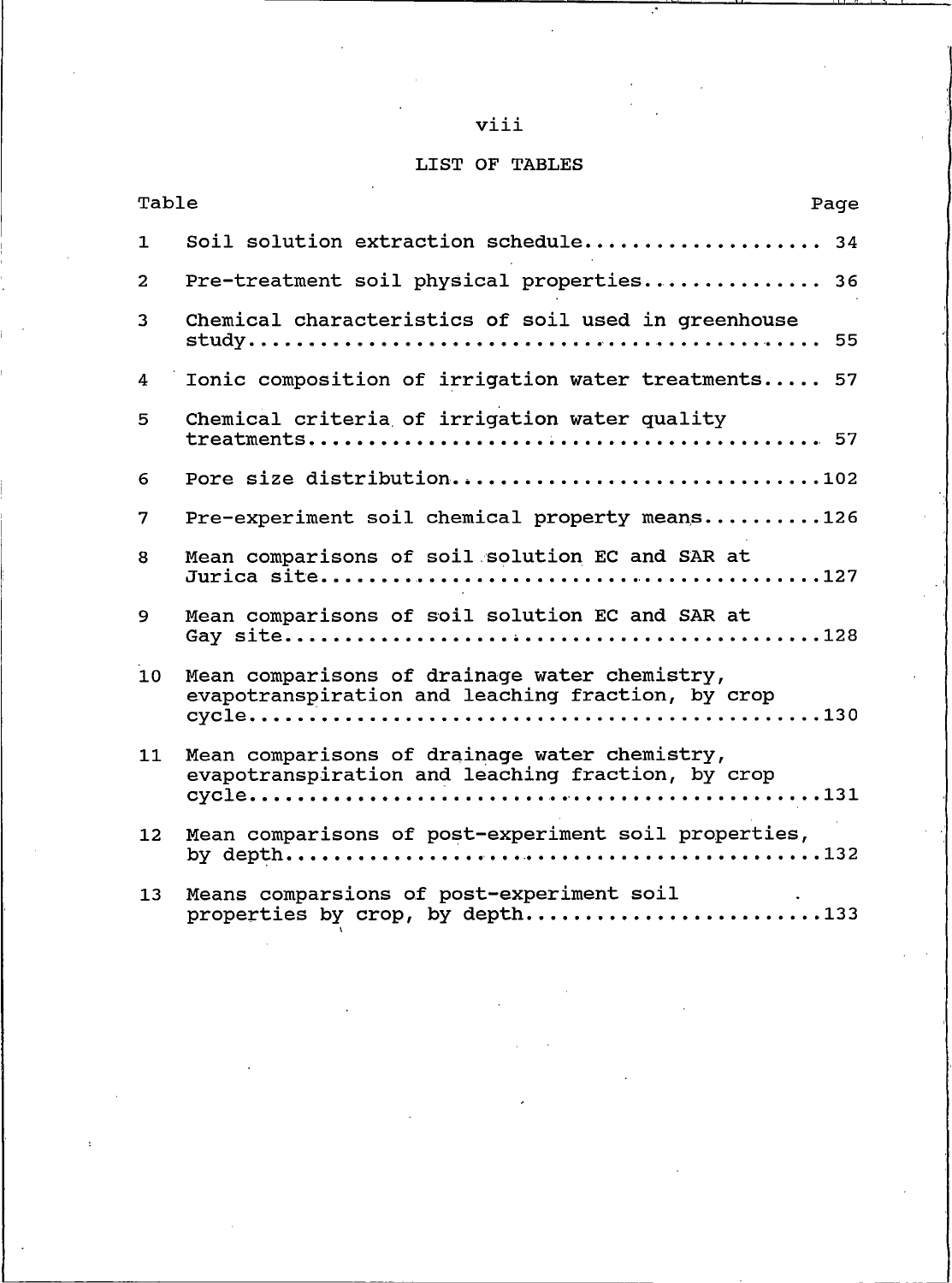## LIST OF TABLES

| Table | | Page |
|---|---|---|
| 1 | Soil solution extraction schedule | 34 |
| 2 | Pre-treatment soil physical properties | 36 |
| 3 | Chemical characteristics of soil used in greenhouse study | 55 |
| 4 | Ionic composition of irrigation water treatments | 57 |
| 5 | Chemical criteria of irrigation water quality treatments | 57 |
| 6 | Pore size distribution | 102 |
| 7 | Pre-experiment soil chemical property means | 126 |
| 8 | Mean comparisons of soil solution EC and SAR at Jurica site | 127 |
| 9 | Mean comparisons of soil solution EC and SAR at Gay site | 128 |
| 10 | Mean comparisons of drainage water chemistry, evapotranspiration and leaching fraction, by crop cycle | 130 |
| 11 | Mean comparisons of drainage water chemistry, evapotranspiration and leaching fraction, by crop cycle | 131 |
| 12 | Mean comparisons of post-experiment soil properties, by depth | 132 |
| 13 | Means comparsions of post-experiment soil properties by crop, by depth | 133 |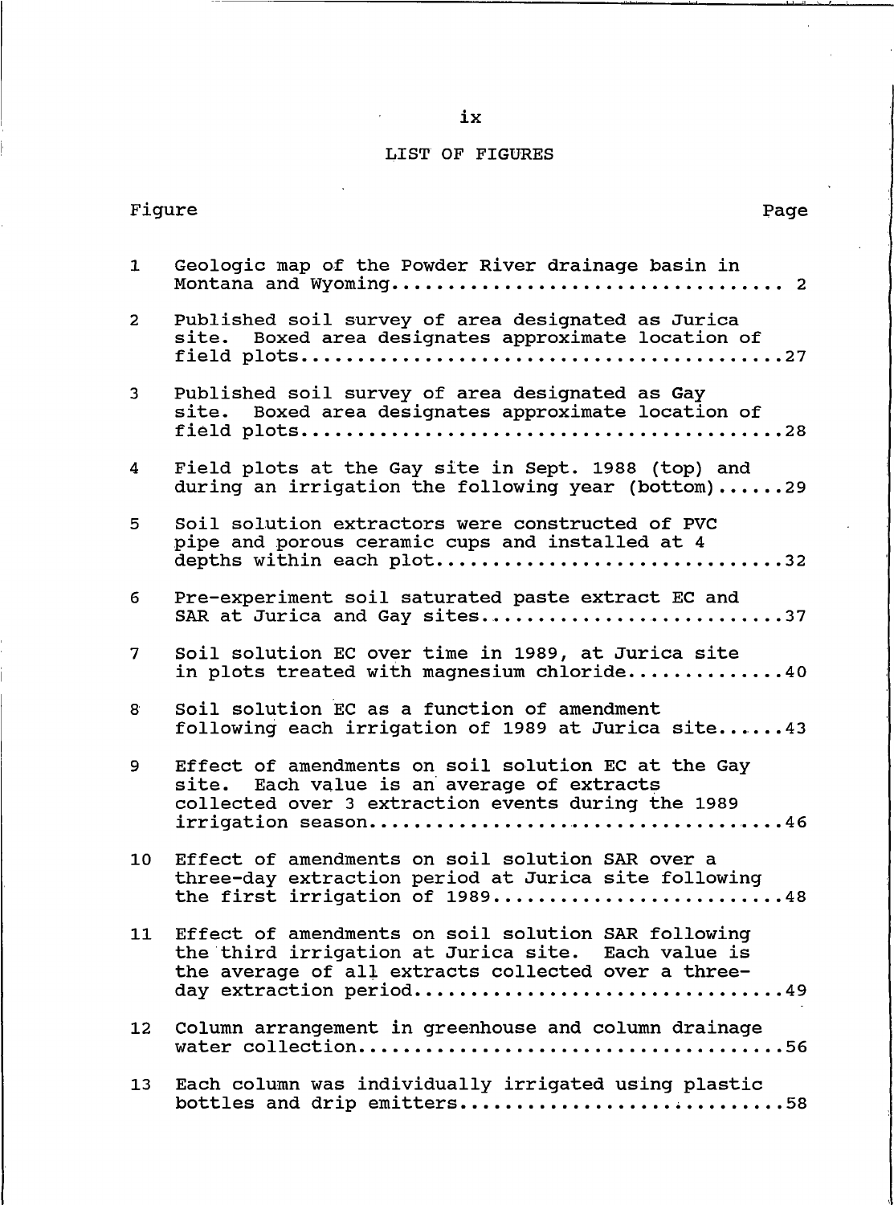# LIST OF FIGURES

| Figure | | Page |
|---|---|---|
| 1 | Geologic map of the Powder River drainage basin in Montana and Wyoming | 2 |
| 2 | Published soil survey of area designated as Jurica site. Boxed area designates approximate location of field plots | 27 |
| 3 | Published soil survey of area designated as Gay site. Boxed area designates approximate location of field plots | 28 |
| 4 | Field plots at the Gay site in Sept. 1988 (top) and during an irrigation the following year (bottom) | 29 |
| 5 | Soil solution extractors were constructed of PVC pipe and porous ceramic cups and installed at 4 depths within each plot | 32 |
| 6 | Pre-experiment soil saturated paste extract EC and SAR at Jurica and Gay sites | 37 |
| 7 | Soil solution EC over time in 1989, at Jurica site in plots treated with magnesium chloride | 40 |
| 8 | Soil solution EC as a function of amendment following each irrigation of 1989 at Jurica site | 43 |
| 9 | Effect of amendments on soil solution EC at the Gay site. Each value is an average of extracts collected over 3 extraction events during the 1989 irrigation season | 46 |
| 10 | Effect of amendments on soil solution SAR over a three-day extraction period at Jurica site following the first irrigation of 1989 | 48 |
| 11 | Effect of amendments on soil solution SAR following the third irrigation at Jurica site. Each value is the average of all extracts collected over a three-day extraction period | 49 |
| 12 | Column arrangement in greenhouse and column drainage water collection | 56 |
| 13 | Each column was individually irrigated using plastic bottles and drip emitters | 58 |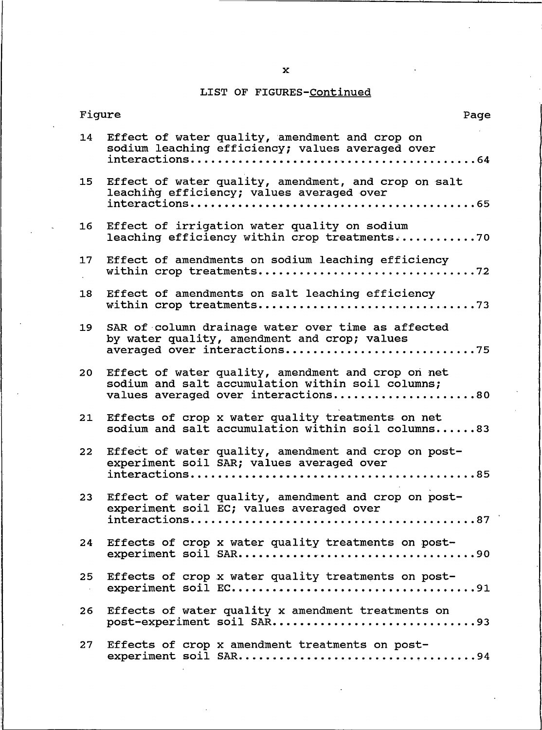## LIST OF FIGURES-Continued

| Figure | | Page |
|---|---|---|
| 14 | Effect of water quality, amendment and crop on sodium leaching efficiency; values averaged over interactions | 64 |
| 15 | Effect of water quality, amendment, and crop on salt leaching efficiency; values averaged over interactions | 65 |
| 16 | Effect of irrigation water quality on sodium leaching efficiency within crop treatments | 70 |
| 17 | Effect of amendments on sodium leaching efficiency within crop treatments | 72 |
| 18 | Effect of amendments on salt leaching efficiency within crop treatments | 73 |
| 19 | SAR of column drainage water over time as affected by water quality, amendment and crop; values averaged over interactions | 75 |
| 20 | Effect of water quality, amendment and crop on net sodium and salt accumulation within soil columns; values averaged over interactions | 80 |
| 21 | Effects of crop x water quality treatments on net sodium and salt accumulation within soil columns | 83 |
| 22 | Effect of water quality, amendment and crop on post-experiment soil SAR; values averaged over interactions | 85 |
| 23 | Effect of water quality, amendment and crop on post-experiment soil EC; values averaged over interactions | 87 |
| 24 | Effects of crop x water quality treatments on post-experiment soil SAR | 90 |
| 25 | Effects of crop x water quality treatments on post-experiment soil EC | 91 |
| 26 | Effects of water quality x amendment treatments on post-experiment soil SAR | 93 |
| 27 | Effects of crop x amendment treatments on post-experiment soil SAR | 94 |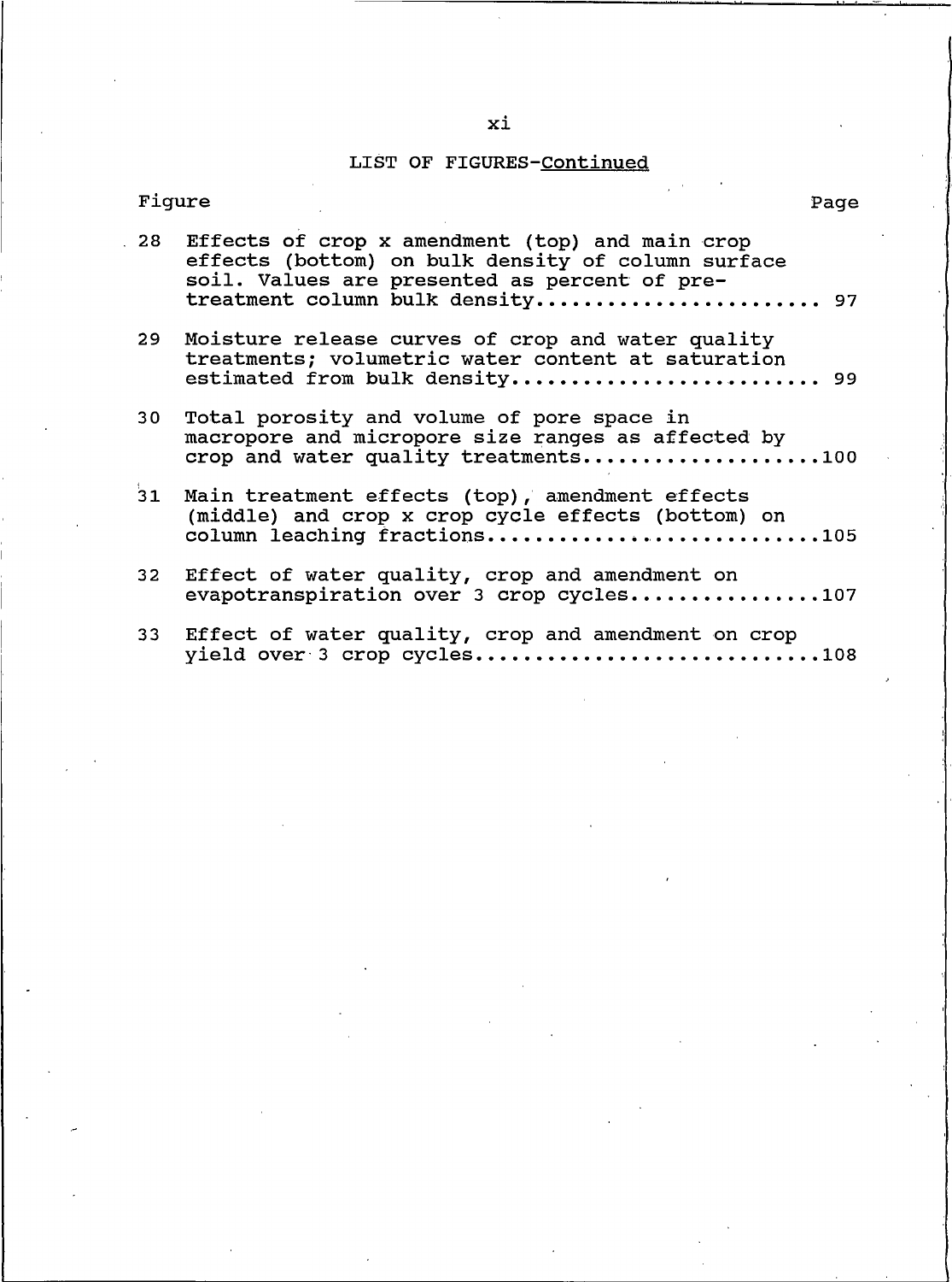LIST OF FIGURES-Continued

| Figure | | Page |
|---|---|---|
| 28 | Effects of crop x amendment (top) and main crop effects (bottom) on bulk density of column surface soil. Values are presented as percent of pre-treatment column bulk density | 97 |
| 29 | Moisture release curves of crop and water quality treatments; volumetric water content at saturation estimated from bulk density | 99 |
| 30 | Total porosity and volume of pore space in macropore and micropore size ranges as affected by crop and water quality treatments | 100 |
| 31 | Main treatment effects (top), amendment effects (middle) and crop x crop cycle effects (bottom) on column leaching fractions | 105 |
| 32 | Effect of water quality, crop and amendment on evapotranspiration over 3 crop cycles | 107 |
| 33 | Effect of water quality, crop and amendment on crop yield over 3 crop cycles | 108 |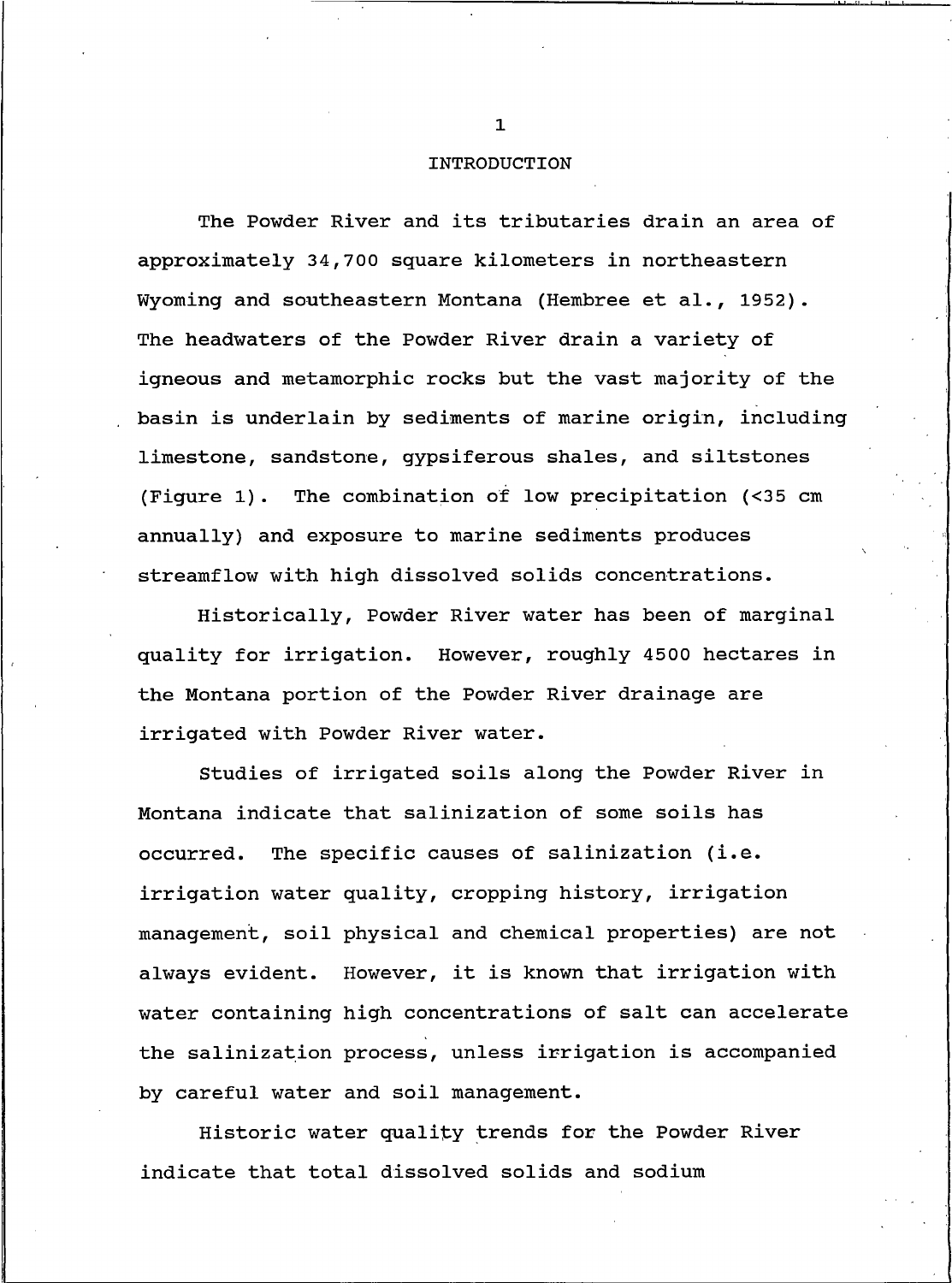# INTRODUCTION

The Powder River and its tributaries drain an area of approximately 34,700 square kilometers in northeastern Wyoming and southeastern Montana (Hembree et al., 1952). The headwaters of the Powder River drain a variety of igneous and metamorphic rocks but the vast majority of the basin is underlain by sediments of marine origin, including limestone, sandstone, gypsiferous shales, and siltstones (Figure 1). The combination of low precipitation (<35 cm annually) and exposure to marine sediments produces streamflow with high dissolved solids concentrations.

Historically, Powder River water has been of marginal quality for irrigation. However, roughly 4500 hectares in the Montana portion of the Powder River drainage are irrigated with Powder River water.

Studies of irrigated soils along the Powder River in Montana indicate that salinization of some soils has occurred. The specific causes of salinization (i.e. irrigation water quality, cropping history, irrigation management, soil physical and chemical properties) are not always evident. However, it is known that irrigation with water containing high concentrations of salt can accelerate the salinization process, unless irrigation is accompanied by careful water and soil management.

Historic water quality trends for the Powder River indicate that total dissolved solids and sodium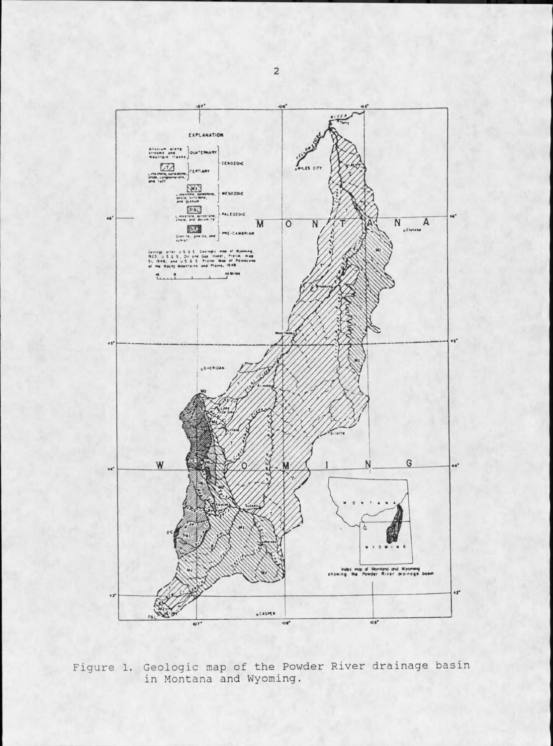Figure 1. Geologic map of the Powder River drainage basin in Montana and Wyoming.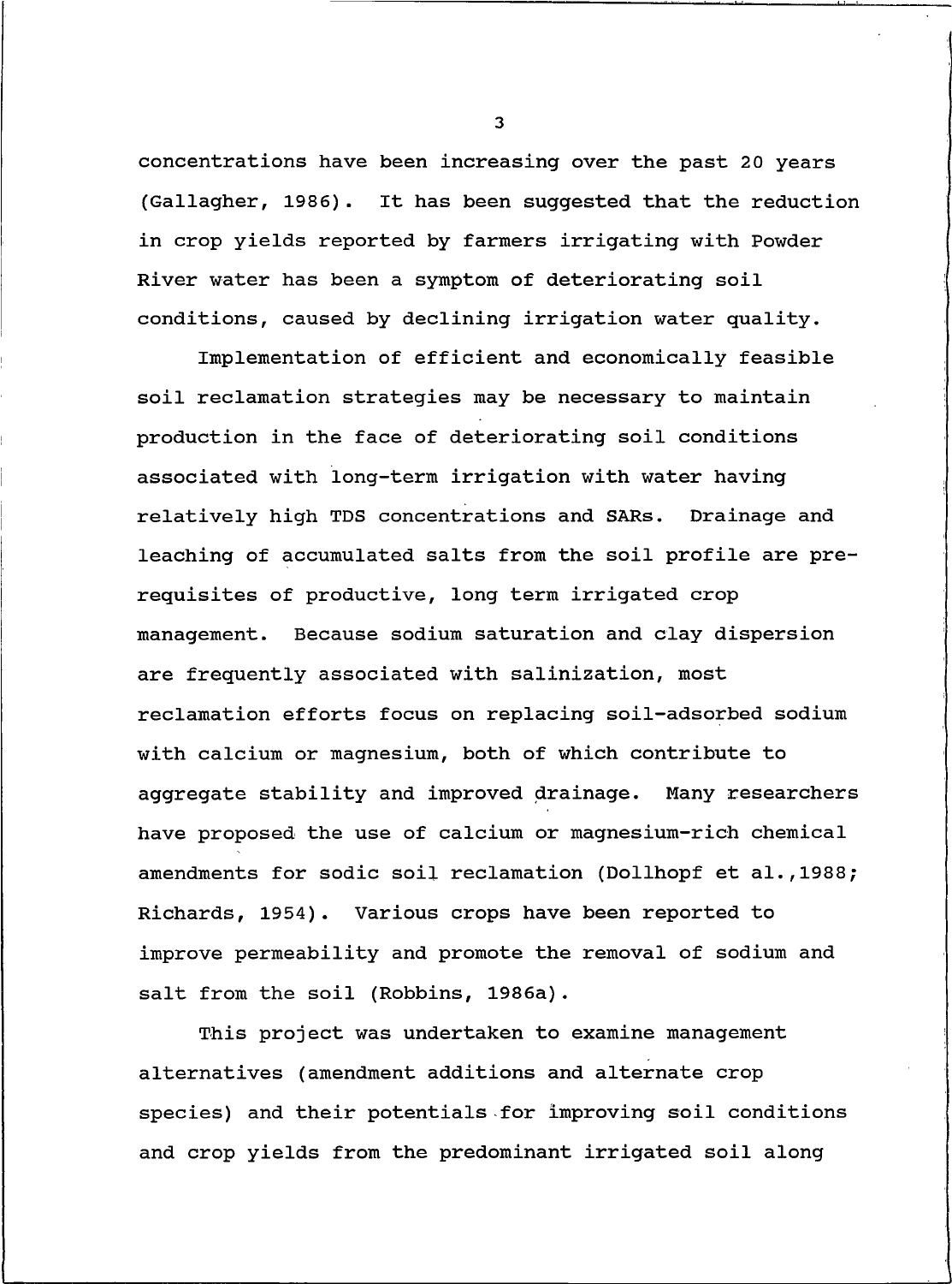concentrations have been increasing over the past 20 years (Gallagher, 1986). It has been suggested that the reduction in crop yields reported by farmers irrigating with Powder River water has been a symptom of deteriorating soil conditions, caused by declining irrigation water quality.

Implementation of efficient and economically feasible soil reclamation strategies may be necessary to maintain production in the face of deteriorating soil conditions associated with long-term irrigation with water having relatively high TDS concentrations and SARs. Drainage and leaching of accumulated salts from the soil profile are prerequisites of productive, long term irrigated crop management. Because sodium saturation and clay dispersion are frequently associated with salinization, most reclamation efforts focus on replacing soil-adsorbed sodium with calcium or magnesium, both of which contribute to aggregate stability and improved drainage. Many researchers have proposed the use of calcium or magnesium-rich chemical amendments for sodic soil reclamation (Dollhopf et al.,1988; Richards, 1954). Various crops have been reported to improve permeability and promote the removal of sodium and salt from the soil (Robbins, 1986a).

This project was undertaken to examine management alternatives (amendment additions and alternate crop species) and their potentials for improving soil conditions and crop yields from the predominant irrigated soil along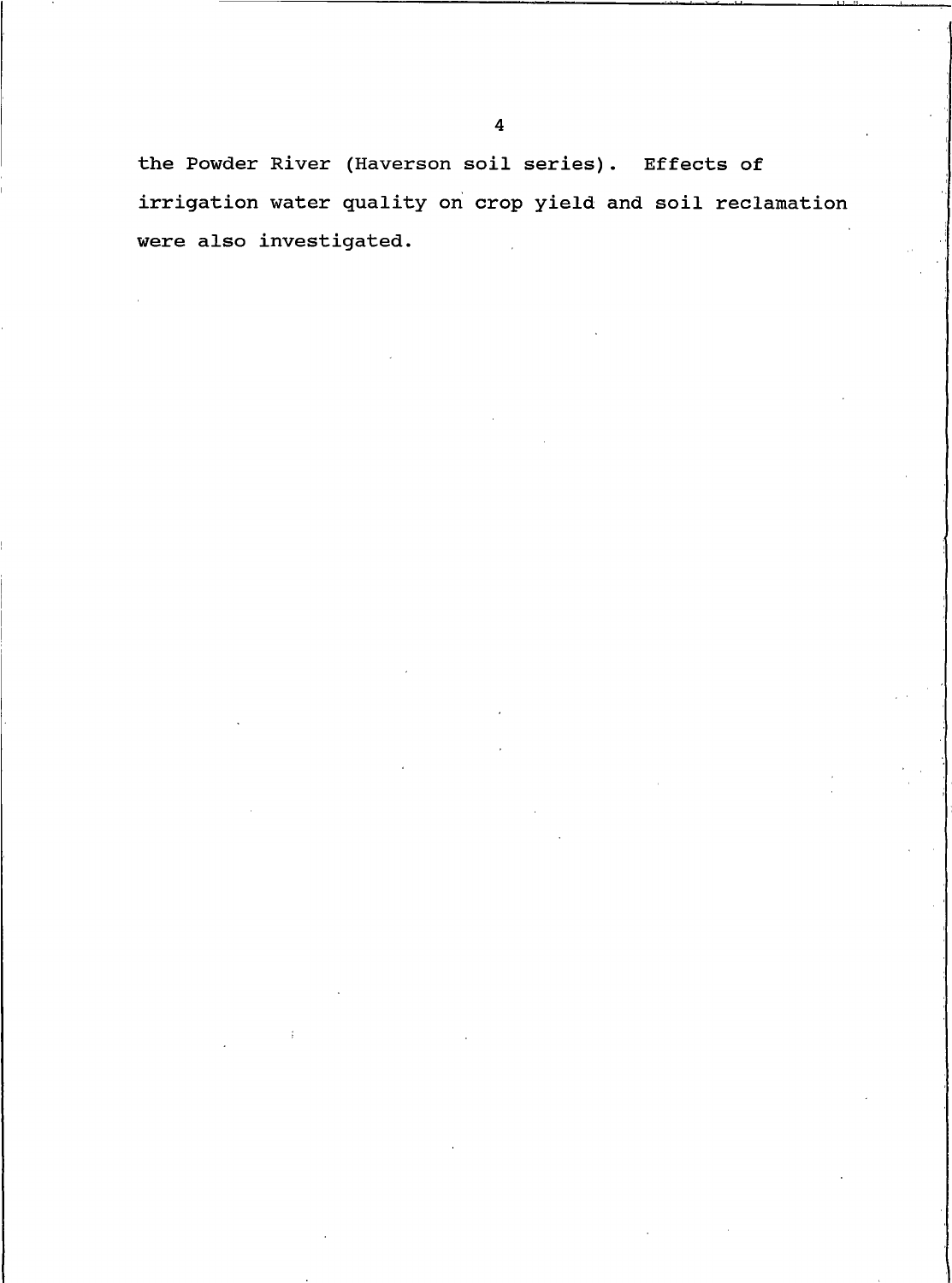the Powder River (Haverson soil series). Effects of irrigation water quality on crop yield and soil reclamation were also investigated.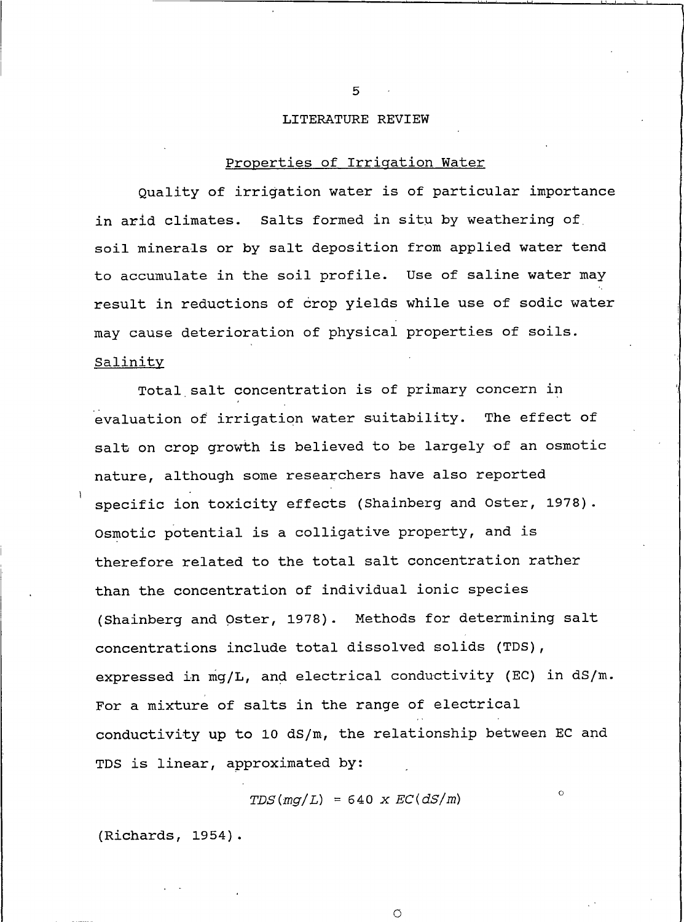# LITERATURE REVIEW

## Properties of Irrigation Water

Quality of irrigation water is of particular importance in arid climates. Salts formed in situ by weathering of soil minerals or by salt deposition from applied water tend to accumulate in the soil profile. Use of saline water may result in reductions of crop yields while use of sodic water may cause deterioration of physical properties of soils.

### Salinity

Total salt concentration is of primary concern in evaluation of irrigation water suitability. The effect of salt on crop growth is believed to be largely of an osmotic nature, although some researchers have also reported specific ion toxicity effects (Shainberg and Oster, 1978). Osmotic potential is a colligative property, and is therefore related to the total salt concentration rather than the concentration of individual ionic species (Shainberg and Oster, 1978). Methods for determining salt concentrations include total dissolved solids (TDS), expressed in mg/L, and electrical conductivity (EC) in dS/m. For a mixture of salts in the range of electrical conductivity up to 10 dS/m, the relationship between EC and TDS is linear, approximated by:

$$TDS(mg/L) = 640 \times EC(dS/m)$$

(Richards, 1954).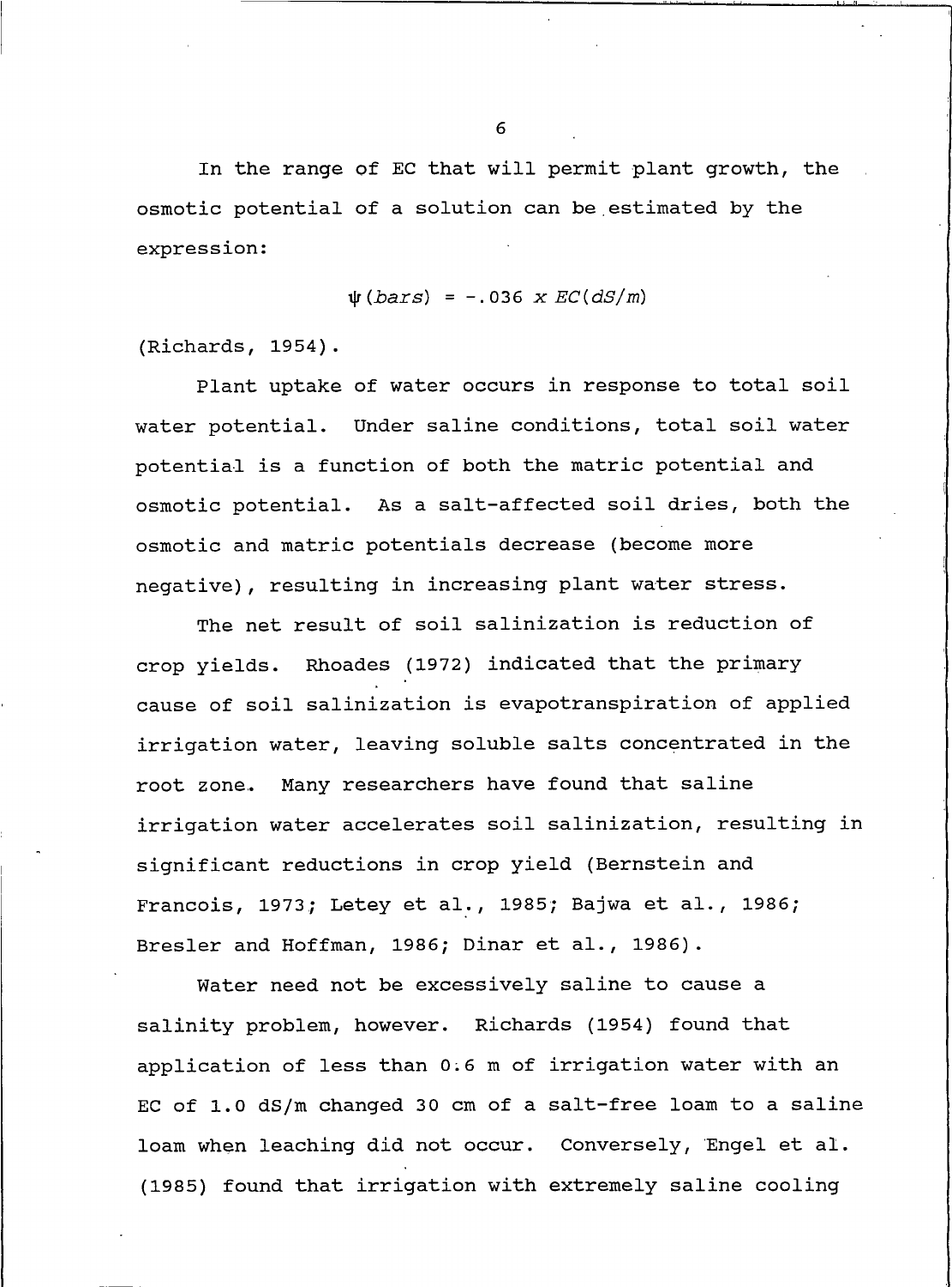In the range of EC that will permit plant growth, the osmotic potential of a solution can be estimated by the expression:

$$\psi(bars) = -.036 \times EC(dS/m)$$

(Richards, 1954).

Plant uptake of water occurs in response to total soil water potential. Under saline conditions, total soil water potential is a function of both the matric potential and osmotic potential. As a salt-affected soil dries, both the osmotic and matric potentials decrease (become more negative), resulting in increasing plant water stress.

The net result of soil salinization is reduction of crop yields. Rhoades (1972) indicated that the primary cause of soil salinization is evapotranspiration of applied irrigation water, leaving soluble salts concentrated in the root zone. Many researchers have found that saline irrigation water accelerates soil salinization, resulting in significant reductions in crop yield (Bernstein and Francois, 1973; Letey et al., 1985; Bajwa et al., 1986; Bresler and Hoffman, 1986; Dinar et al., 1986).

Water need not be excessively saline to cause a salinity problem, however. Richards (1954) found that application of less than 0.6 m of irrigation water with an EC of 1.0 dS/m changed 30 cm of a salt-free loam to a saline loam when leaching did not occur. Conversely, Engel et al. (1985) found that irrigation with extremely saline cooling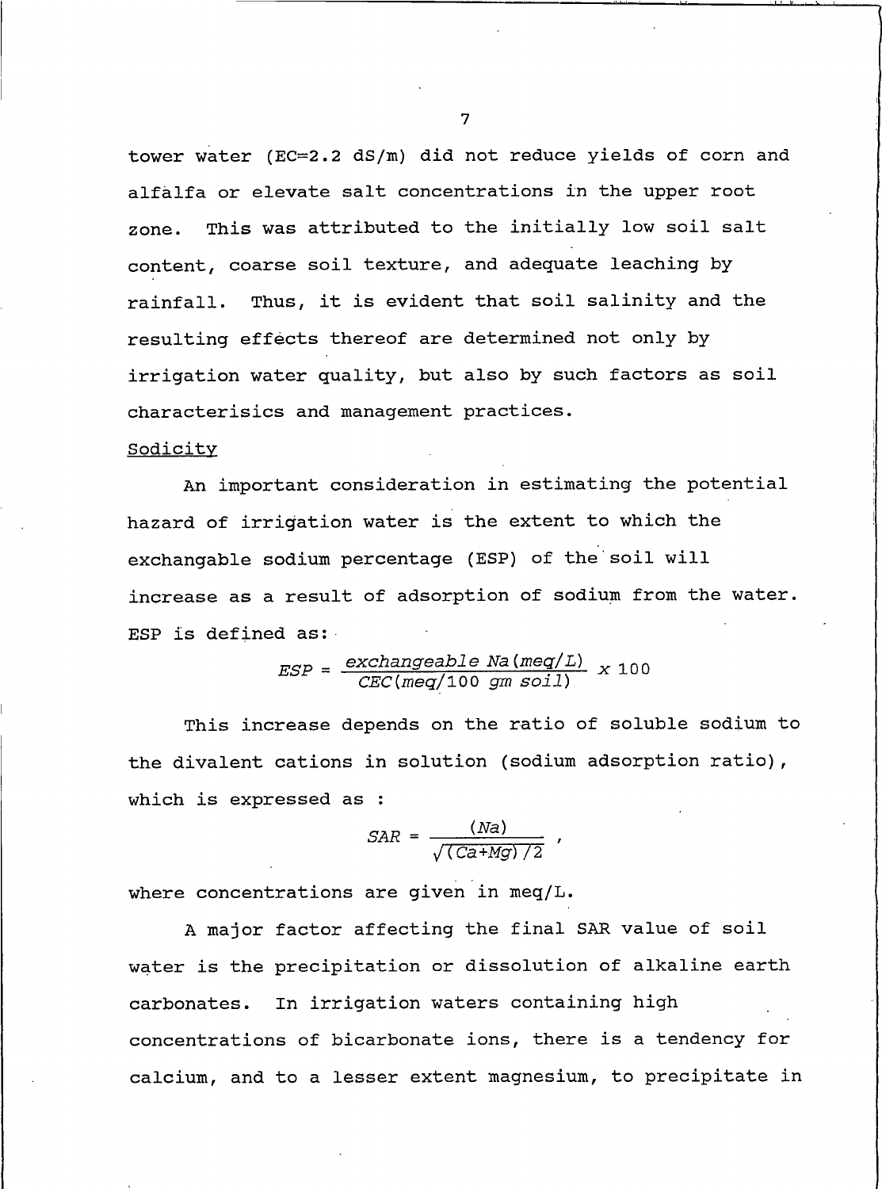tower water (EC=2.2 dS/m) did not reduce yields of corn and alfalfa or elevate salt concentrations in the upper root zone. This was attributed to the initially low soil salt content, coarse soil texture, and adequate leaching by rainfall. Thus, it is evident that soil salinity and the resulting effects thereof are determined not only by irrigation water quality, but also by such factors as soil characterisics and management practices.

Sodicity

An important consideration in estimating the potential hazard of irrigation water is the extent to which the exchangable sodium percentage (ESP) of the soil will increase as a result of adsorption of sodium from the water. ESP is defined as:

$$ESP = \frac{exchangeable\ Na\,(meq/L)}{CEC\,(meq/100\ gm\ soil)} \times 100$$

This increase depends on the ratio of soluble sodium to the divalent cations in solution (sodium adsorption ratio), which is expressed as :

$$SAR = \frac{(Na)}{\sqrt{(Ca+Mg)/2}}\ ,$$

where concentrations are given in meq/L.

A major factor affecting the final SAR value of soil water is the precipitation or dissolution of alkaline earth carbonates. In irrigation waters containing high concentrations of bicarbonate ions, there is a tendency for calcium, and to a lesser extent magnesium, to precipitate in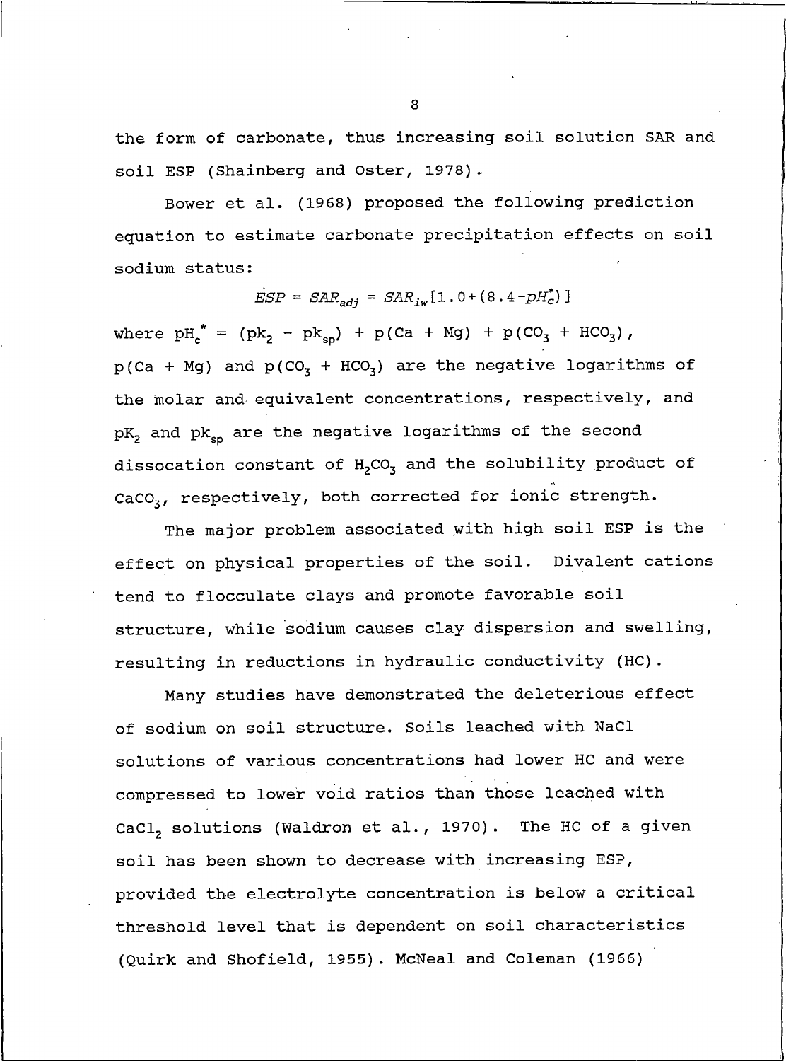the form of carbonate, thus increasing soil solution SAR and soil ESP (Shainberg and Oster, 1978).

Bower et al. (1968) proposed the following prediction equation to estimate carbonate precipitation effects on soil sodium status:

$$ESP = SAR_{adj} = SAR_{iw}[1.0+(8.4-pH_c^*)]$$

where $pH_c^* = (pk_2 - pk_{sp}) + p(Ca + Mg) + p(CO_3 + HCO_3)$, $p(Ca + Mg)$ and $p(CO_3 + HCO_3)$ are the negative logarithms of the molar and equivalent concentrations, respectively, and $pK_2$ and $pk_{sp}$ are the negative logarithms of the second dissocation constant of $H_2CO_3$ and the solubility product of $CaCO_3$, respectively, both corrected for ionic strength.

The major problem associated with high soil ESP is the effect on physical properties of the soil. Divalent cations tend to flocculate clays and promote favorable soil structure, while sodium causes clay dispersion and swelling, resulting in reductions in hydraulic conductivity (HC).

Many studies have demonstrated the deleterious effect of sodium on soil structure. Soils leached with NaCl solutions of various concentrations had lower HC and were compressed to lower void ratios than those leached with $CaCl_2$ solutions (Waldron et al., 1970). The HC of a given soil has been shown to decrease with increasing ESP, provided the electrolyte concentration is below a critical threshold level that is dependent on soil characteristics (Quirk and Shofield, 1955). McNeal and Coleman (1966)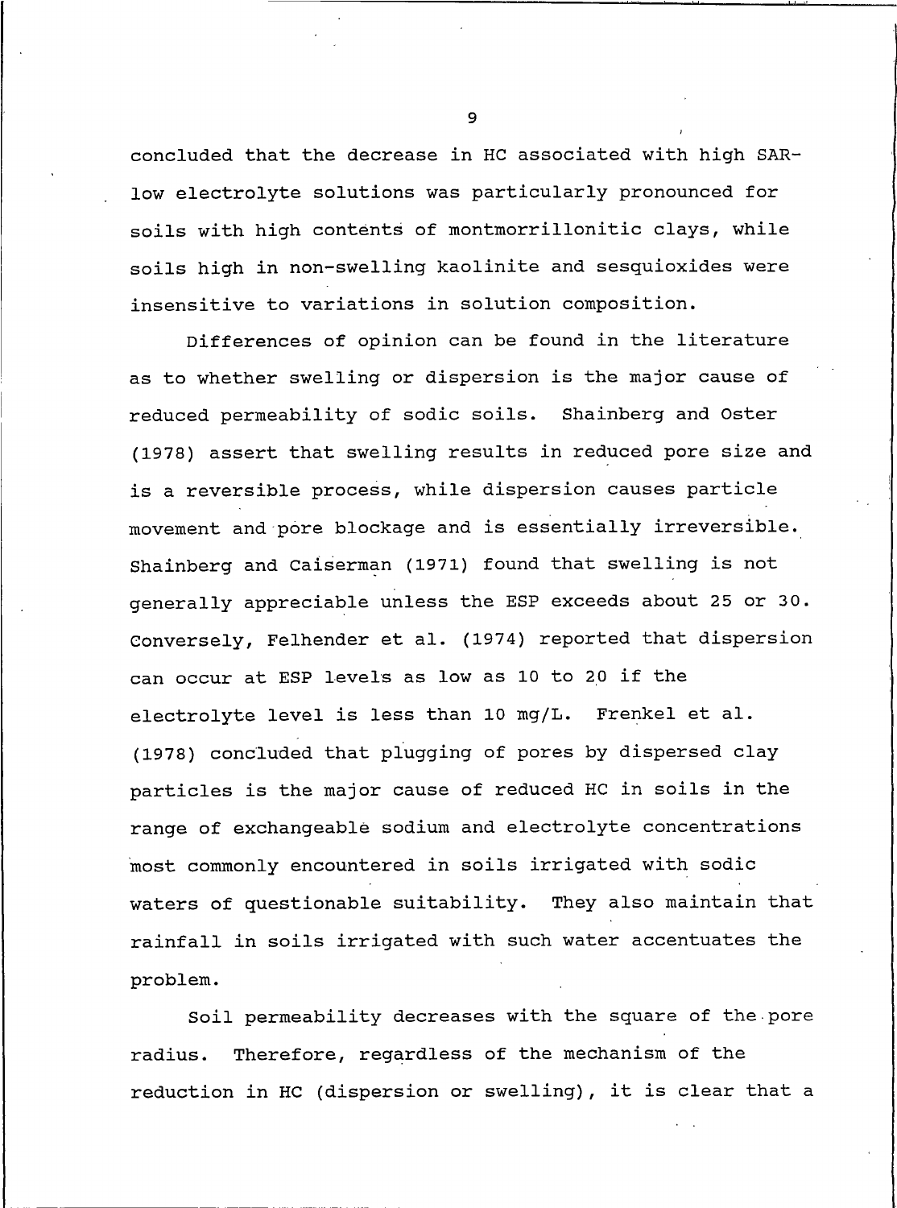concluded that the decrease in HC associated with high SAR-low electrolyte solutions was particularly pronounced for soils with high contents of montmorrillonitic clays, while soils high in non-swelling kaolinite and sesquioxides were insensitive to variations in solution composition.

Differences of opinion can be found in the literature as to whether swelling or dispersion is the major cause of reduced permeability of sodic soils. Shainberg and Oster (1978) assert that swelling results in reduced pore size and is a reversible process, while dispersion causes particle movement and pore blockage and is essentially irreversible. Shainberg and Caiserman (1971) found that swelling is not generally appreciable unless the ESP exceeds about 25 or 30. Conversely, Felhender et al. (1974) reported that dispersion can occur at ESP levels as low as 10 to 20 if the electrolyte level is less than 10 mg/L. Frenkel et al. (1978) concluded that plugging of pores by dispersed clay particles is the major cause of reduced HC in soils in the range of exchangeable sodium and electrolyte concentrations most commonly encountered in soils irrigated with sodic waters of questionable suitability. They also maintain that rainfall in soils irrigated with such water accentuates the problem.

Soil permeability decreases with the square of the pore radius. Therefore, regardless of the mechanism of the reduction in HC (dispersion or swelling), it is clear that a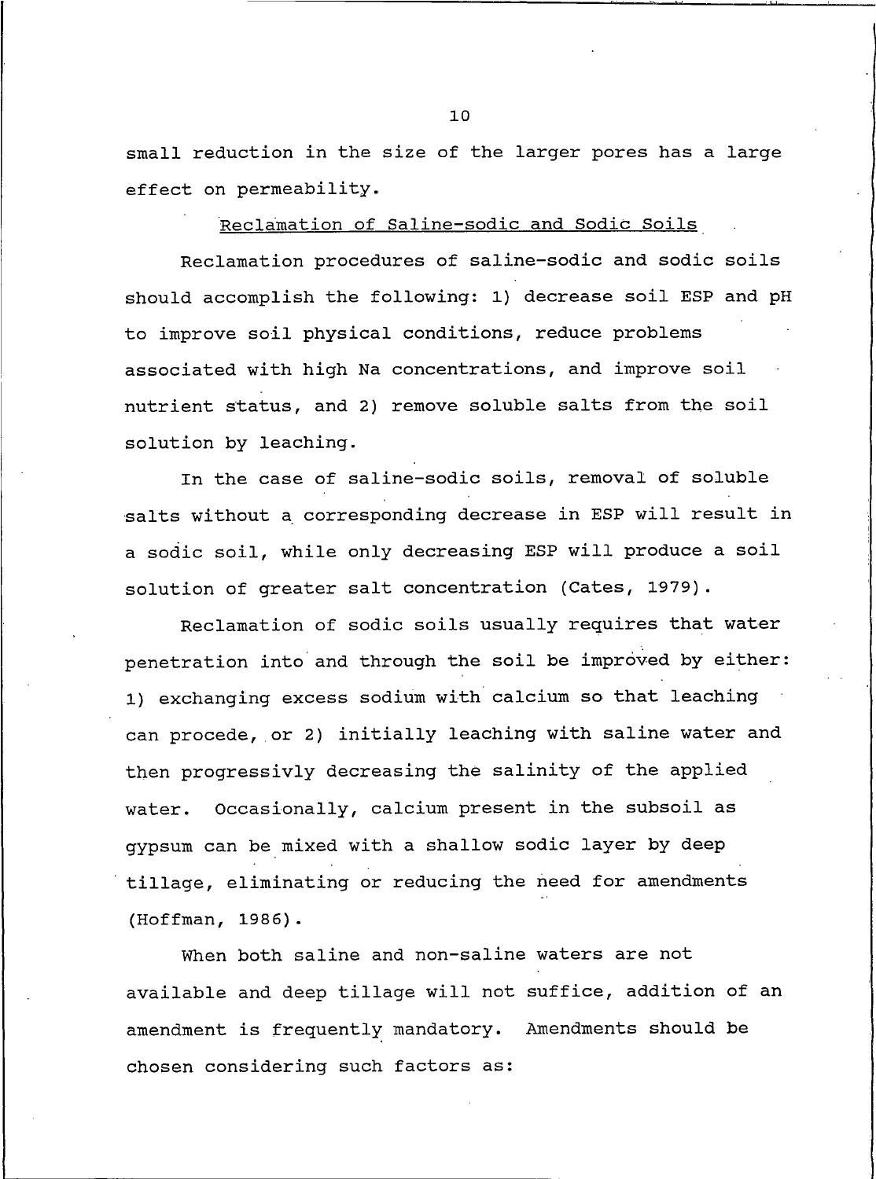small reduction in the size of the larger pores has a large effect on permeability.

## Reclamation of Saline-sodic and Sodic Soils

Reclamation procedures of saline-sodic and sodic soils should accomplish the following: 1) decrease soil ESP and pH to improve soil physical conditions, reduce problems associated with high Na concentrations, and improve soil nutrient status, and 2) remove soluble salts from the soil solution by leaching.

In the case of saline-sodic soils, removal of soluble salts without a corresponding decrease in ESP will result in a sodic soil, while only decreasing ESP will produce a soil solution of greater salt concentration (Cates, 1979).

Reclamation of sodic soils usually requires that water penetration into and through the soil be improved by either: 1) exchanging excess sodium with calcium so that leaching can procede, or 2) initially leaching with saline water and then progressivly decreasing the salinity of the applied water. Occasionally, calcium present in the subsoil as gypsum can be mixed with a shallow sodic layer by deep tillage, eliminating or reducing the need for amendments (Hoffman, 1986).

When both saline and non-saline waters are not available and deep tillage will not suffice, addition of an amendment is frequently mandatory. Amendments should be chosen considering such factors as: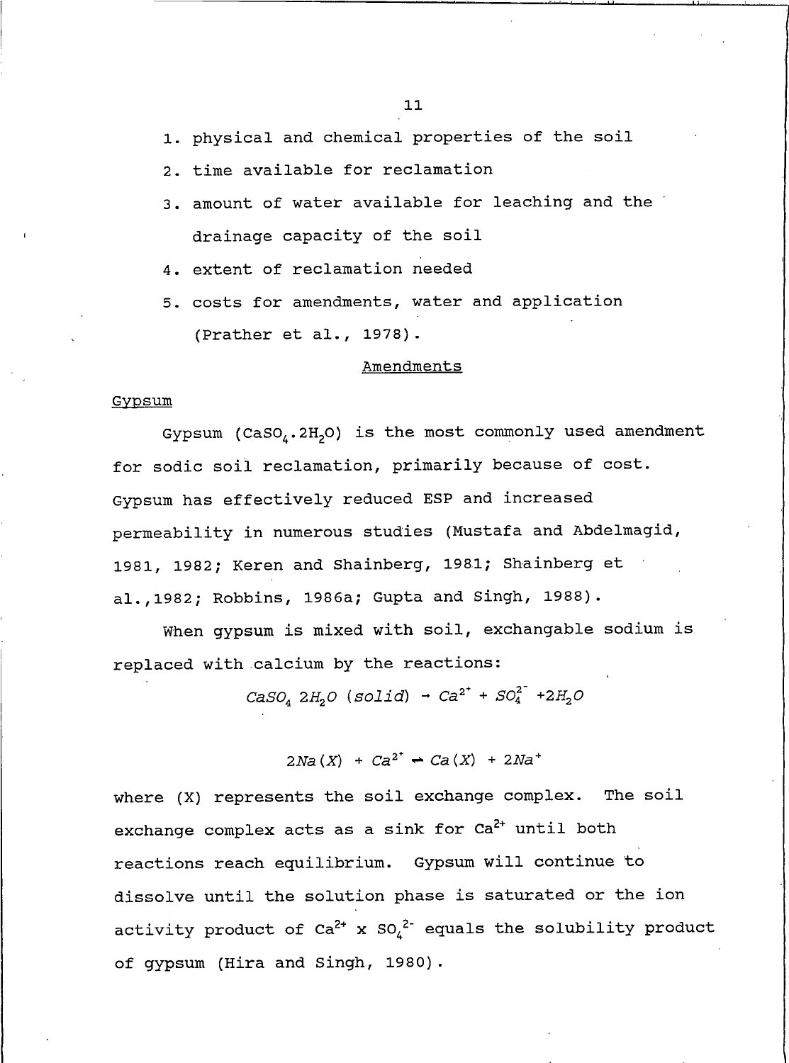1. physical and chemical properties of the soil
2. time available for reclamation
3. amount of water available for leaching and the drainage capacity of the soil
4. extent of reclamation needed
5. costs for amendments, water and application (Prather et al., 1978).

## Amendments

### Gypsum

Gypsum ($CaSO_4.2H_2O$) is the most commonly used amendment for sodic soil reclamation, primarily because of cost. Gypsum has effectively reduced ESP and increased permeability in numerous studies (Mustafa and Abdelmagid, 1981, 1982; Keren and Shainberg, 1981; Shainberg et al.,1982; Robbins, 1986a; Gupta and Singh, 1988).

When gypsum is mixed with soil, exchangable sodium is replaced with calcium by the reactions:

$$CaSO_4\ 2H_2O\ (solid) \rightarrow Ca^{2+} + SO_4^{2-} + 2H_2O$$

$$2Na(X) + Ca^{2+} \rightleftharpoons Ca(X) + 2Na^{+}$$

where (X) represents the soil exchange complex. The soil exchange complex acts as a sink for $Ca^{2+}$ until both reactions reach equilibrium. Gypsum will continue to dissolve until the solution phase is saturated or the ion activity product of $Ca^{2+} \times SO_4^{2-}$ equals the solubility product of gypsum (Hira and Singh, 1980).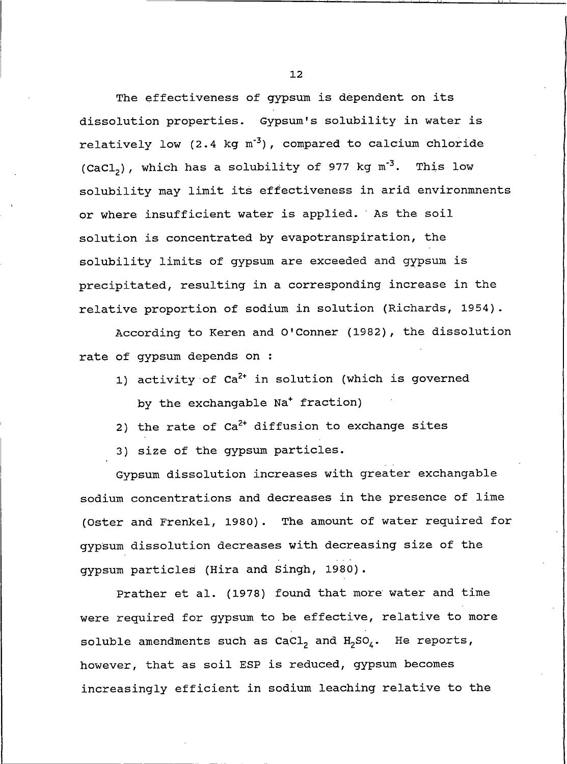The effectiveness of gypsum is dependent on its dissolution properties. Gypsum's solubility in water is relatively low (2.4 kg $m^{-3}$), compared to calcium chloride ($CaCl_2$), which has a solubility of 977 kg $m^{-3}$. This low solubility may limit its effectiveness in arid environmnents or where insufficient water is applied. As the soil solution is concentrated by evapotranspiration, the solubility limits of gypsum are exceeded and gypsum is precipitated, resulting in a corresponding increase in the relative proportion of sodium in solution (Richards, 1954).

According to Keren and O'Conner (1982), the dissolution rate of gypsum depends on :

1) activity of $Ca^{2+}$ in solution (which is governed by the exchangable $Na^{+}$ fraction)
2) the rate of $Ca^{2+}$ diffusion to exchange sites
3) size of the gypsum particles.

Gypsum dissolution increases with greater exchangable sodium concentrations and decreases in the presence of lime (Oster and Frenkel, 1980). The amount of water required for gypsum dissolution decreases with decreasing size of the gypsum particles (Hira and Singh, 1980).

Prather et al. (1978) found that more water and time were required for gypsum to be effective, relative to more soluble amendments such as $CaCl_2$ and $H_2SO_4$. He reports, however, that as soil ESP is reduced, gypsum becomes increasingly efficient in sodium leaching relative to the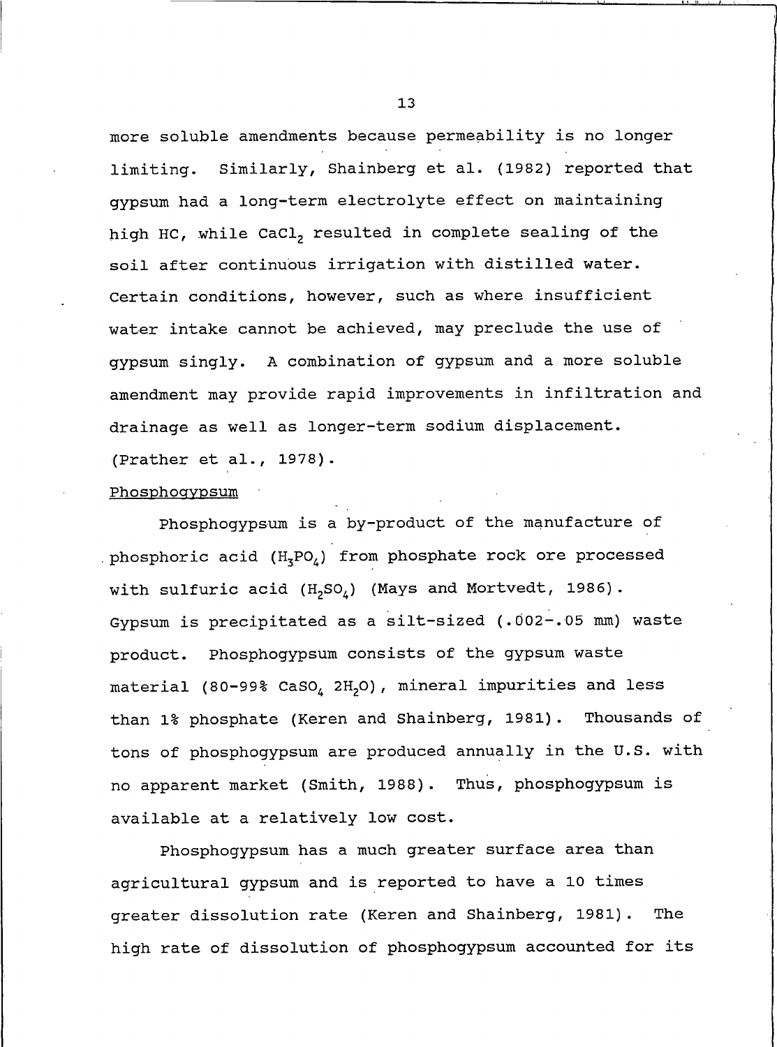more soluble amendments because permeability is no longer limiting. Similarly, Shainberg et al. (1982) reported that gypsum had a long-term electrolyte effect on maintaining high HC, while $CaCl_2$ resulted in complete sealing of the soil after continuous irrigation with distilled water. Certain conditions, however, such as where insufficient water intake cannot be achieved, may preclude the use of gypsum singly. A combination of gypsum and a more soluble amendment may provide rapid improvements in infiltration and drainage as well as longer-term sodium displacement. (Prather et al., 1978).

## Phosphogypsum

Phosphogypsum is a by-product of the manufacture of phosphoric acid ($H_3PO_4$) from phosphate rock ore processed with sulfuric acid ($H_2SO_4$) (Mays and Mortvedt, 1986). Gypsum is precipitated as a silt-sized (.002-.05 mm) waste product. Phosphogypsum consists of the gypsum waste material (80-99% $CaSO_4\ 2H_2O$), mineral impurities and less than 1% phosphate (Keren and Shainberg, 1981). Thousands of tons of phosphogypsum are produced annually in the U.S. with no apparent market (Smith, 1988). Thus, phosphogypsum is available at a relatively low cost.

Phosphogypsum has a much greater surface area than agricultural gypsum and is reported to have a 10 times greater dissolution rate (Keren and Shainberg, 1981). The high rate of dissolution of phosphogypsum accounted for its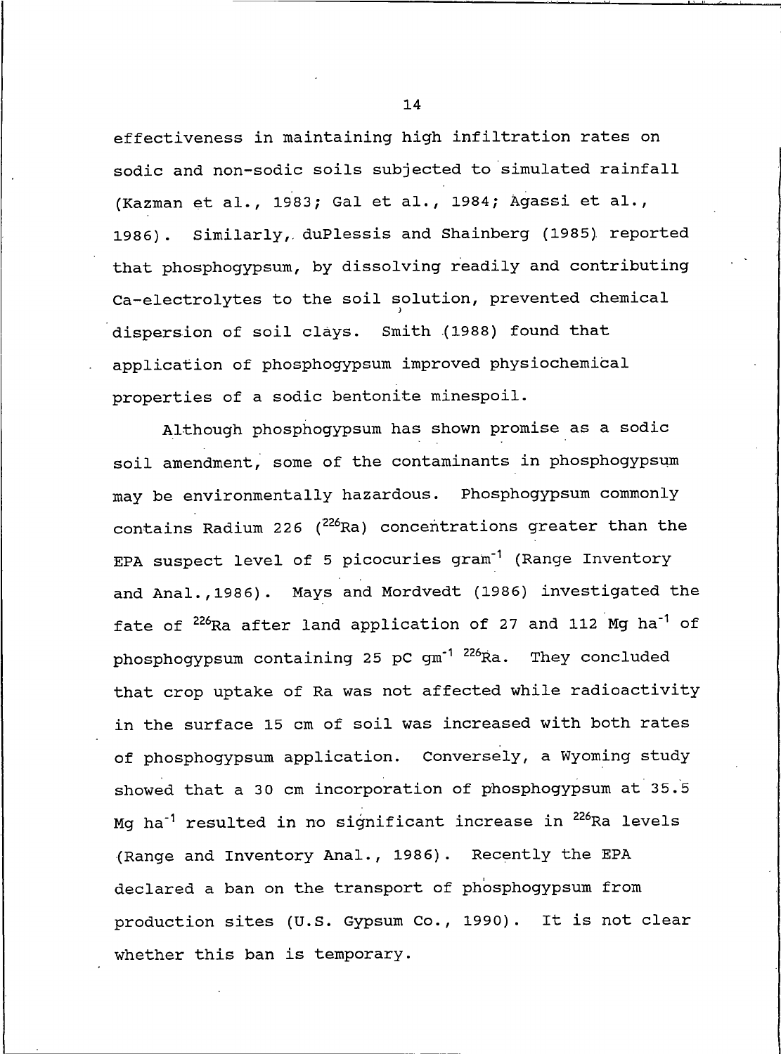effectiveness in maintaining high infiltration rates on sodic and non-sodic soils subjected to simulated rainfall (Kazman et al., 1983; Gal et al., 1984; Agassi et al., 1986). Similarly, duPlessis and Shainberg (1985) reported that phosphogypsum, by dissolving readily and contributing Ca-electrolytes to the soil solution, prevented chemical dispersion of soil clays. Smith (1988) found that application of phosphogypsum improved physiochemical properties of a sodic bentonite minespoil.

Although phosphogypsum has shown promise as a sodic soil amendment, some of the contaminants in phosphogypsum may be environmentally hazardous. Phosphogypsum commonly contains Radium 226 ($^{226}Ra$) concentrations greater than the EPA suspect level of 5 picocuries gram$^{-1}$ (Range Inventory and Anal.,1986). Mays and Mordvedt (1986) investigated the fate of $^{226}Ra$ after land application of 27 and 112 Mg ha$^{-1}$ of phosphogypsum containing 25 pC gm$^{-1}$ $^{226}Ra$. They concluded that crop uptake of Ra was not affected while radioactivity in the surface 15 cm of soil was increased with both rates of phosphogypsum application. Conversely, a Wyoming study showed that a 30 cm incorporation of phosphogypsum at 35.5 Mg ha$^{-1}$ resulted in no significant increase in $^{226}Ra$ levels (Range and Inventory Anal., 1986). Recently the EPA declared a ban on the transport of phosphogypsum from production sites (U.S. Gypsum Co., 1990). It is not clear whether this ban is temporary.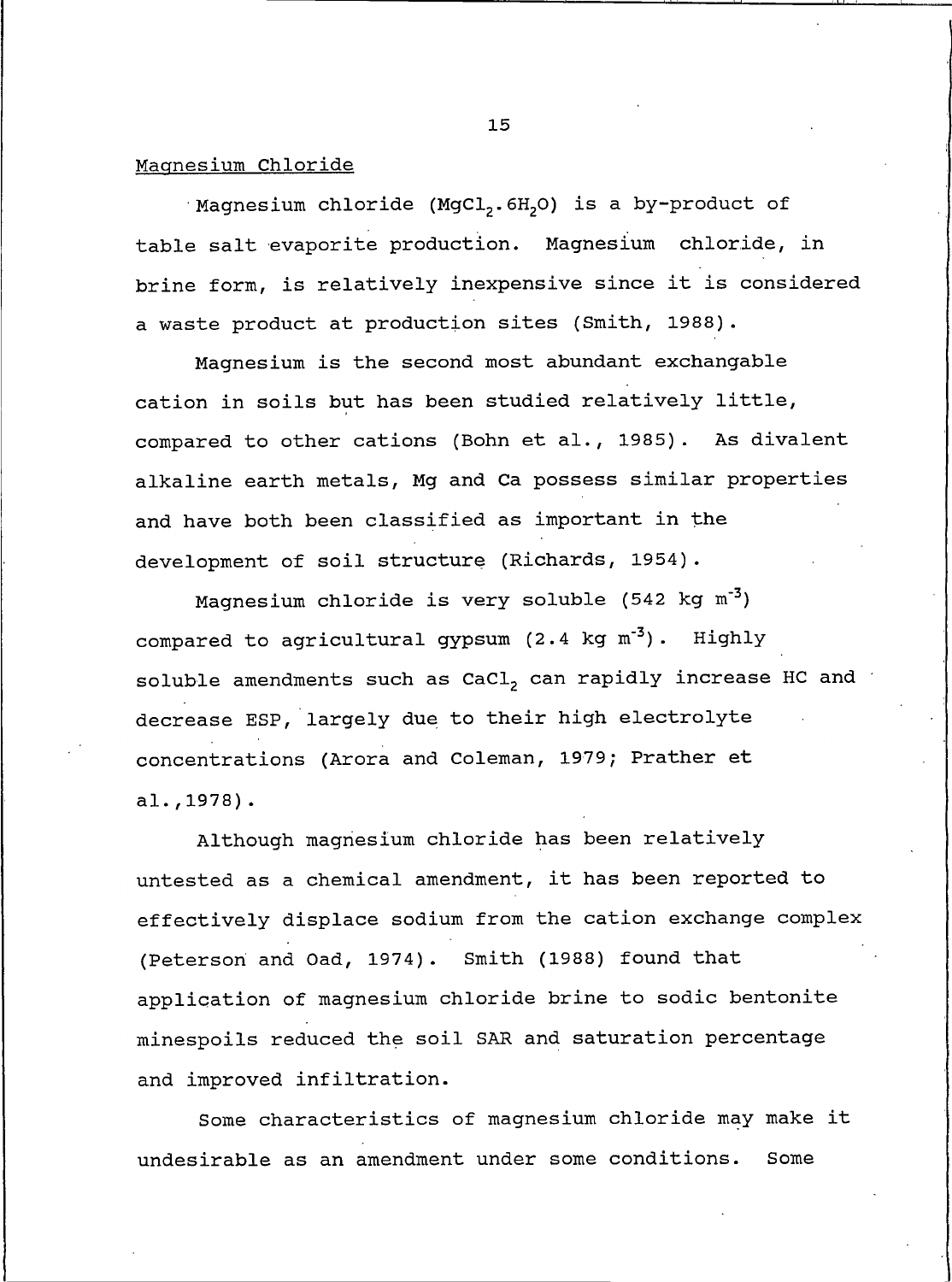## Magnesium Chloride

Magnesium chloride ($MgCl_2 \cdot 6H_2O$) is a by-product of table salt evaporite production. Magnesium chloride, in brine form, is relatively inexpensive since it is considered a waste product at production sites (Smith, 1988).

Magnesium is the second most abundant exchangable cation in soils but has been studied relatively little, compared to other cations (Bohn et al., 1985). As divalent alkaline earth metals, Mg and Ca possess similar properties and have both been classified as important in the development of soil structure (Richards, 1954).

Magnesium chloride is very soluble (542 kg $m^{-3}$) compared to agricultural gypsum (2.4 kg $m^{-3}$). Highly soluble amendments such as $CaCl_2$ can rapidly increase HC and decrease ESP, largely due to their high electrolyte concentrations (Arora and Coleman, 1979; Prather et al.,1978).

Although magnesium chloride has been relatively untested as a chemical amendment, it has been reported to effectively displace sodium from the cation exchange complex (Peterson and Oad, 1974). Smith (1988) found that application of magnesium chloride brine to sodic bentonite minespoils reduced the soil SAR and saturation percentage and improved infiltration.

Some characteristics of magnesium chloride may make it undesirable as an amendment under some conditions. Some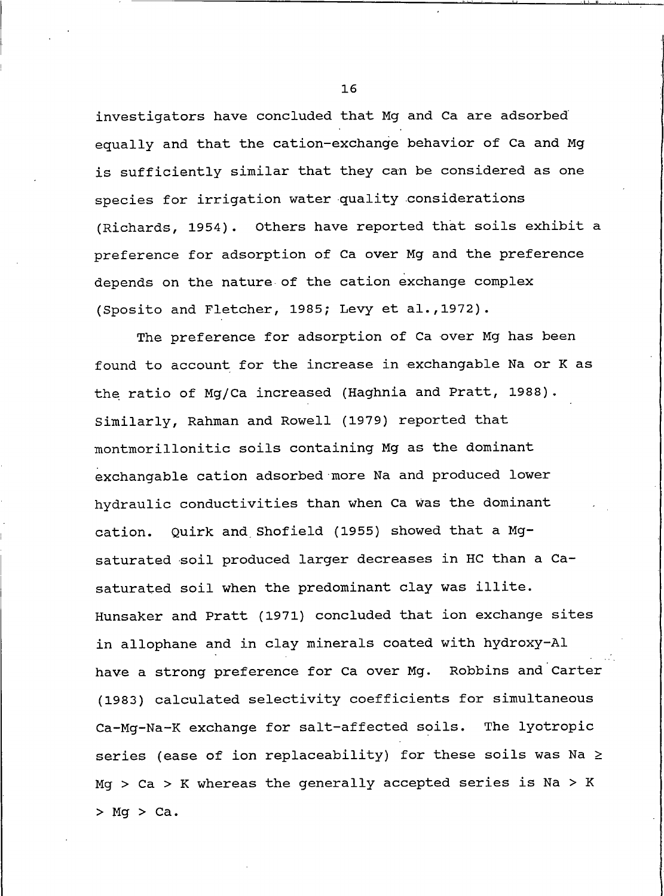investigators have concluded that Mg and Ca are adsorbed equally and that the cation-exchange behavior of Ca and Mg is sufficiently similar that they can be considered as one species for irrigation water quality considerations (Richards, 1954). Others have reported that soils exhibit a preference for adsorption of Ca over Mg and the preference depends on the nature of the cation exchange complex (Sposito and Fletcher, 1985; Levy et al.,1972).

The preference for adsorption of Ca over Mg has been found to account for the increase in exchangable Na or K as the ratio of Mg/Ca increased (Haghnia and Pratt, 1988). Similarly, Rahman and Rowell (1979) reported that montmorillonitic soils containing Mg as the dominant exchangable cation adsorbed more Na and produced lower hydraulic conductivities than when Ca was the dominant cation. Quirk and Shofield (1955) showed that a Mg-saturated soil produced larger decreases in HC than a Ca-saturated soil when the predominant clay was illite. Hunsaker and Pratt (1971) concluded that ion exchange sites in allophane and in clay minerals coated with hydroxy-Al have a strong preference for Ca over Mg. Robbins and Carter (1983) calculated selectivity coefficients for simultaneous Ca-Mg-Na-K exchange for salt-affected soils. The lyotropic series (ease of ion replaceability) for these soils was Na $\geq$ Mg > Ca > K whereas the generally accepted series is Na > K > Mg > Ca.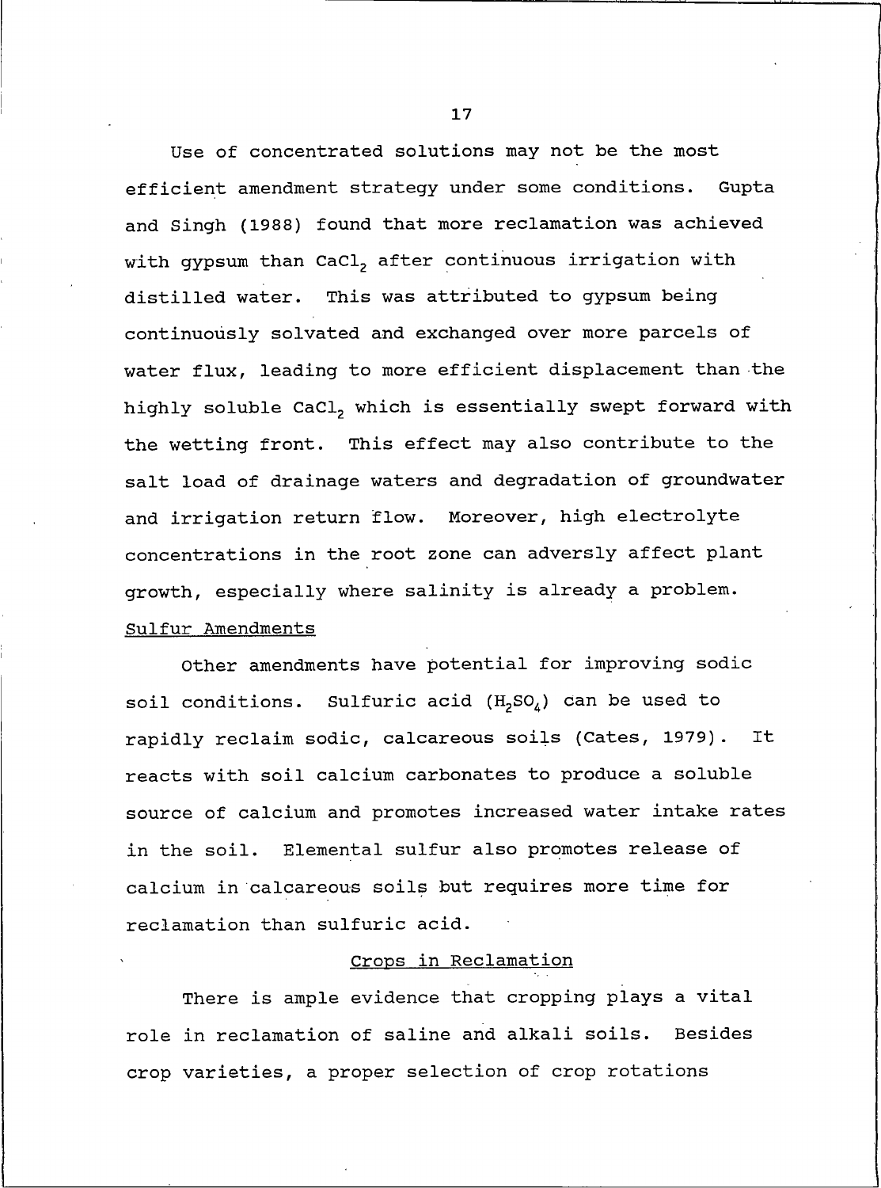Use of concentrated solutions may not be the most efficient amendment strategy under some conditions. Gupta and Singh (1988) found that more reclamation was achieved with gypsum than $CaCl_2$ after continuous irrigation with distilled water. This was attributed to gypsum being continuously solvated and exchanged over more parcels of water flux, leading to more efficient displacement than the highly soluble $CaCl_2$ which is essentially swept forward with the wetting front. This effect may also contribute to the salt load of drainage waters and degradation of groundwater and irrigation return flow. Moreover, high electrolyte concentrations in the root zone can adversly affect plant growth, especially where salinity is already a problem.

### Sulfur Amendments

Other amendments have potential for improving sodic soil conditions. Sulfuric acid ($H_2SO_4$) can be used to rapidly reclaim sodic, calcareous soils (Cates, 1979). It reacts with soil calcium carbonates to produce a soluble source of calcium and promotes increased water intake rates in the soil. Elemental sulfur also promotes release of calcium in calcareous soils but requires more time for reclamation than sulfuric acid.

## Crops in Reclamation

There is ample evidence that cropping plays a vital role in reclamation of saline and alkali soils. Besides crop varieties, a proper selection of crop rotations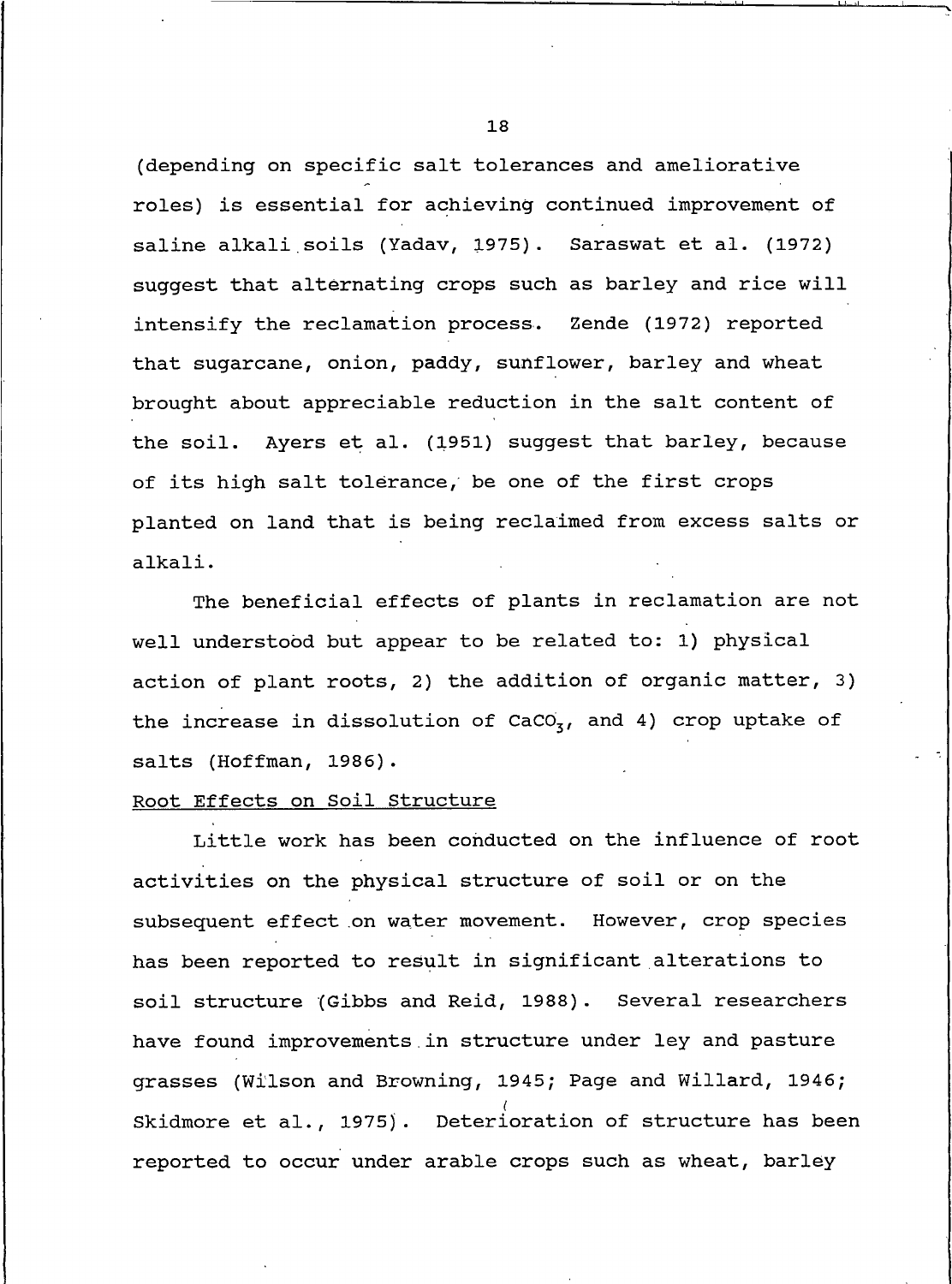(depending on specific salt tolerances and ameliorative roles) is essential for achieving continued improvement of saline alkali soils (Yadav, 1975). Saraswat et al. (1972) suggest that alternating crops such as barley and rice will intensify the reclamation process. Zende (1972) reported that sugarcane, onion, paddy, sunflower, barley and wheat brought about appreciable reduction in the salt content of the soil. Ayers et al. (1951) suggest that barley, because of its high salt tolerance, be one of the first crops planted on land that is being reclaimed from excess salts or alkali.

The beneficial effects of plants in reclamation are not well understood but appear to be related to: 1) physical action of plant roots, 2) the addition of organic matter, 3) the increase in dissolution of $CaCO_3$, and 4) crop uptake of salts (Hoffman, 1986).

Root Effects on Soil Structure

Little work has been conducted on the influence of root activities on the physical structure of soil or on the subsequent effect on water movement. However, crop species has been reported to result in significant alterations to soil structure (Gibbs and Reid, 1988). Several researchers have found improvements in structure under ley and pasture grasses (Wilson and Browning, 1945; Page and Willard, 1946; Skidmore et al., 1975). Deterioration of structure has been reported to occur under arable crops such as wheat, barley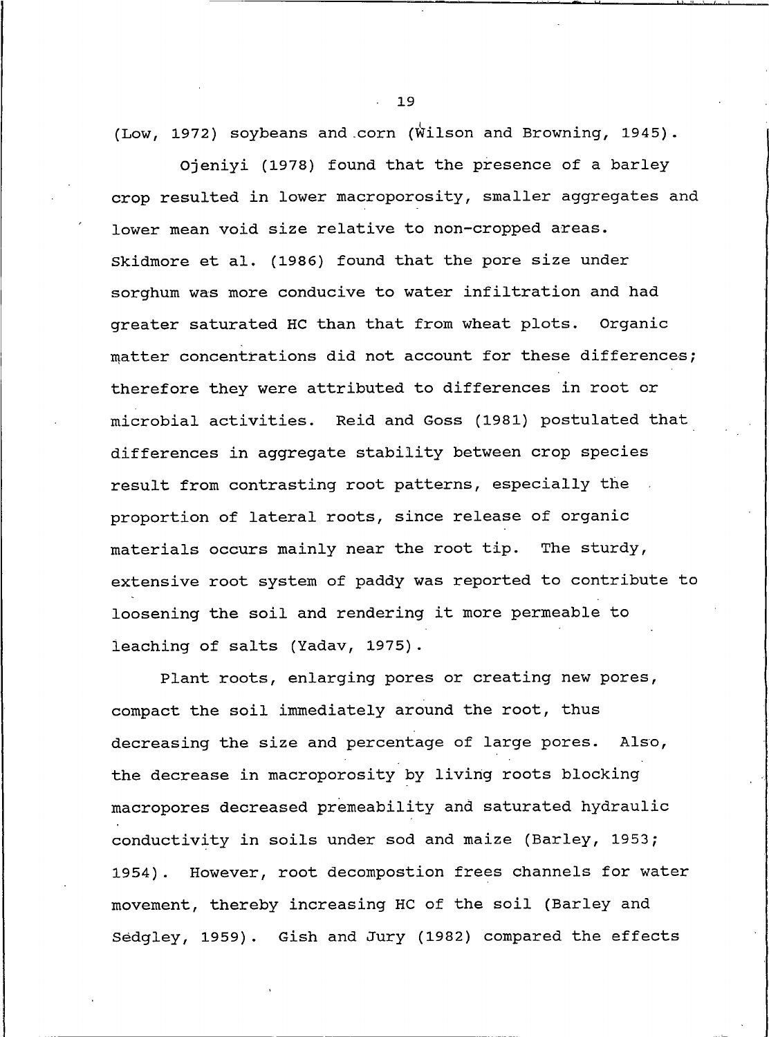(Low, 1972) soybeans and corn (Wilson and Browning, 1945).

Ojeniyi (1978) found that the presence of a barley crop resulted in lower macroporosity, smaller aggregates and lower mean void size relative to non-cropped areas. Skidmore et al. (1986) found that the pore size under sorghum was more conducive to water infiltration and had greater saturated HC than that from wheat plots. Organic matter concentrations did not account for these differences; therefore they were attributed to differences in root or microbial activities. Reid and Goss (1981) postulated that differences in aggregate stability between crop species result from contrasting root patterns, especially the proportion of lateral roots, since release of organic materials occurs mainly near the root tip. The sturdy, extensive root system of paddy was reported to contribute to loosening the soil and rendering it more permeable to leaching of salts (Yadav, 1975).

Plant roots, enlarging pores or creating new pores, compact the soil immediately around the root, thus decreasing the size and percentage of large pores. Also, the decrease in macroporosity by living roots blocking macropores decreased premeability and saturated hydraulic conductivity in soils under sod and maize (Barley, 1953; 1954). However, root decompostion frees channels for water movement, thereby increasing HC of the soil (Barley and Sedgley, 1959). Gish and Jury (1982) compared the effects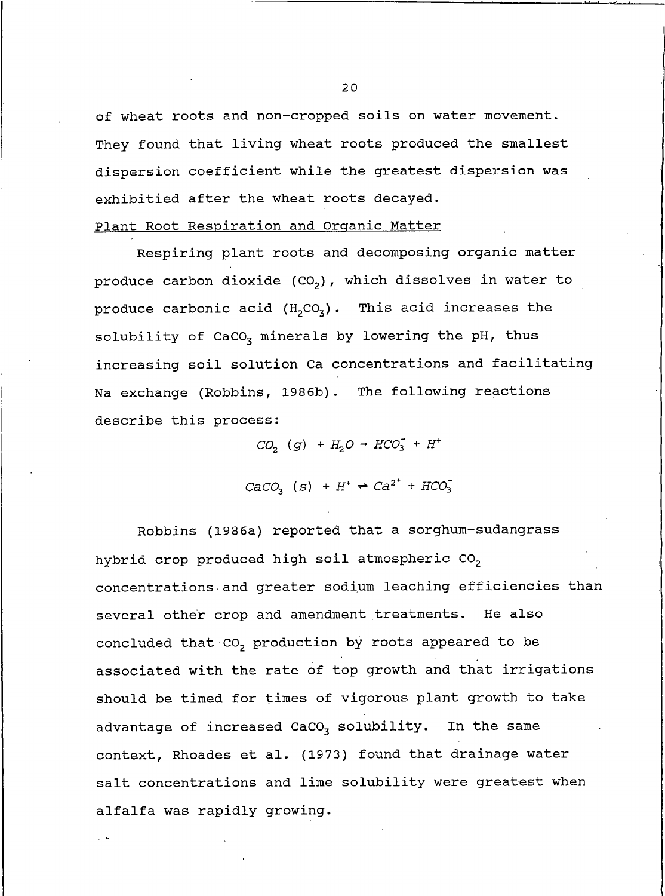of wheat roots and non-cropped soils on water movement. They found that living wheat roots produced the smallest dispersion coefficient while the greatest dispersion was exhibitied after the wheat roots decayed.

Plant Root Respiration and Organic Matter

Respiring plant roots and decomposing organic matter produce carbon dioxide ($CO_2$), which dissolves in water to produce carbonic acid ($H_2CO_3$). This acid increases the solubility of $CaCO_3$ minerals by lowering the pH, thus increasing soil solution Ca concentrations and facilitating Na exchange (Robbins, 1986b). The following reactions describe this process:

$$CO_2\ (g) + H_2O \rightarrow HCO_3^- + H^+$$

$$CaCO_3\ (s) + H^+ \rightleftharpoons Ca^{2+} + HCO_3^-$$

Robbins (1986a) reported that a sorghum-sudangrass hybrid crop produced high soil atmospheric $CO_2$ concentrations and greater sodium leaching efficiencies than several other crop and amendment treatments. He also concluded that $CO_2$ production by roots appeared to be associated with the rate of top growth and that irrigations should be timed for times of vigorous plant growth to take advantage of increased $CaCO_3$ solubility. In the same context, Rhoades et al. (1973) found that drainage water salt concentrations and lime solubility were greatest when alfalfa was rapidly growing.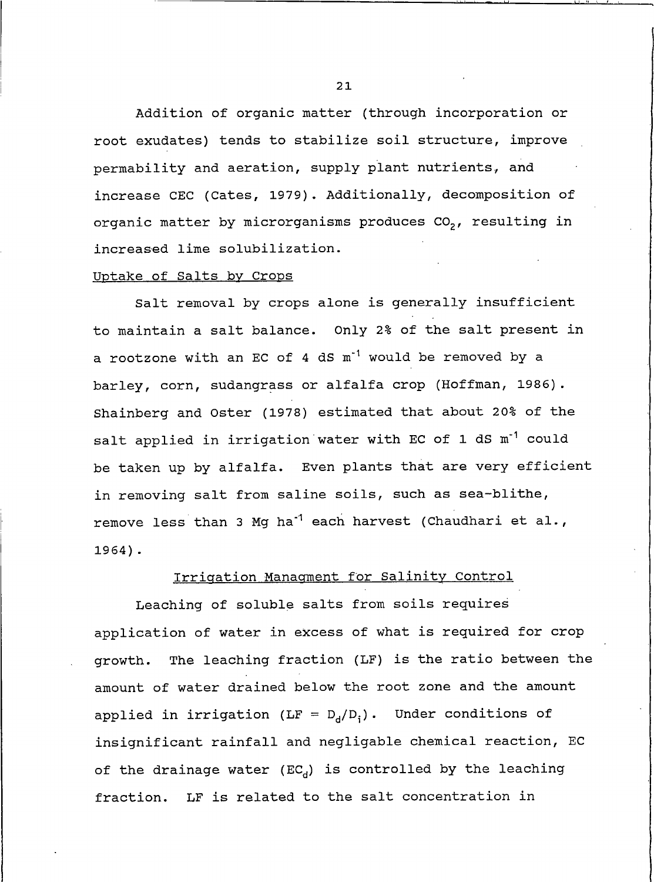Addition of organic matter (through incorporation or root exudates) tends to stabilize soil structure, improve permability and aeration, supply plant nutrients, and increase CEC (Cates, 1979). Additionally, decomposition of organic matter by microrganisms produces $CO_2$, resulting in increased lime solubilization.

### Uptake of Salts by Crops

Salt removal by crops alone is generally insufficient to maintain a salt balance. Only 2% of the salt present in a rootzone with an EC of 4 dS $m^{-1}$ would be removed by a barley, corn, sudangrass or alfalfa crop (Hoffman, 1986). Shainberg and Oster (1978) estimated that about 20% of the salt applied in irrigation water with EC of 1 dS $m^{-1}$ could be taken up by alfalfa. Even plants that are very efficient in removing salt from saline soils, such as sea-blithe, remove less than 3 Mg $ha^{-1}$ each harvest (Chaudhari et al., 1964).

## Irrigation Managment for Salinity Control

Leaching of soluble salts from soils requires application of water in excess of what is required for crop growth. The leaching fraction (LF) is the ratio between the amount of water drained below the root zone and the amount applied in irrigation ($LF = D_d/D_i$). Under conditions of insignificant rainfall and negligable chemical reaction, EC of the drainage water ($EC_d$) is controlled by the leaching fraction. LF is related to the salt concentration in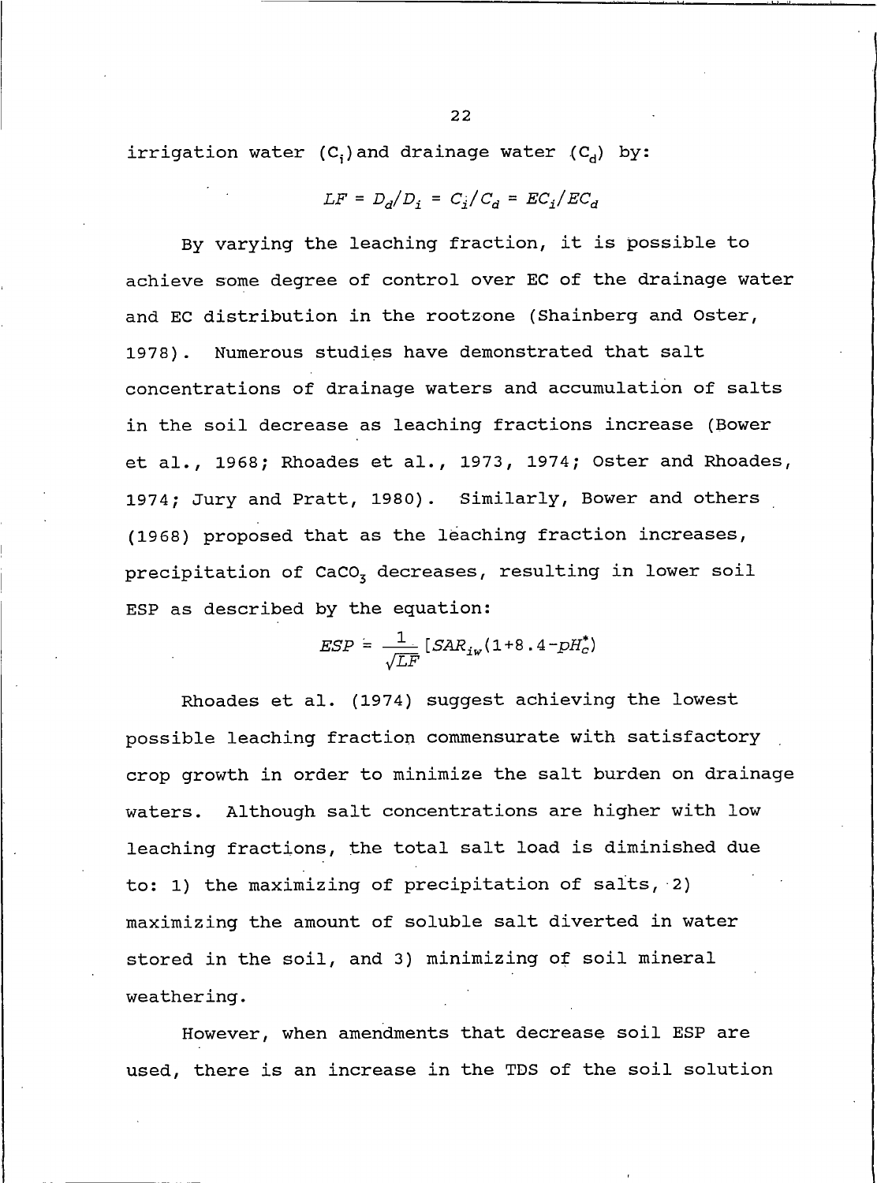irrigation water ($C_i$) and drainage water ($C_d$) by:

$$LF = D_d/D_i = C_i/C_d = EC_i/EC_d$$

By varying the leaching fraction, it is possible to achieve some degree of control over EC of the drainage water and EC distribution in the rootzone (Shainberg and Oster, 1978). Numerous studies have demonstrated that salt concentrations of drainage waters and accumulation of salts in the soil decrease as leaching fractions increase (Bower et al., 1968; Rhoades et al., 1973, 1974; Oster and Rhoades, 1974; Jury and Pratt, 1980). Similarly, Bower and others (1968) proposed that as the leaching fraction increases, precipitation of $CaCO_3$ decreases, resulting in lower soil ESP as described by the equation:

$$ESP = \frac{1}{\sqrt{LF}}[SAR_{iw}(1+8.4-pH_c^*)$$

Rhoades et al. (1974) suggest achieving the lowest possible leaching fraction commensurate with satisfactory crop growth in order to minimize the salt burden on drainage waters. Although salt concentrations are higher with low leaching fractions, the total salt load is diminished due to: 1) the maximizing of precipitation of salts, 2) maximizing the amount of soluble salt diverted in water stored in the soil, and 3) minimizing of soil mineral weathering.

However, when amendments that decrease soil ESP are used, there is an increase in the TDS of the soil solution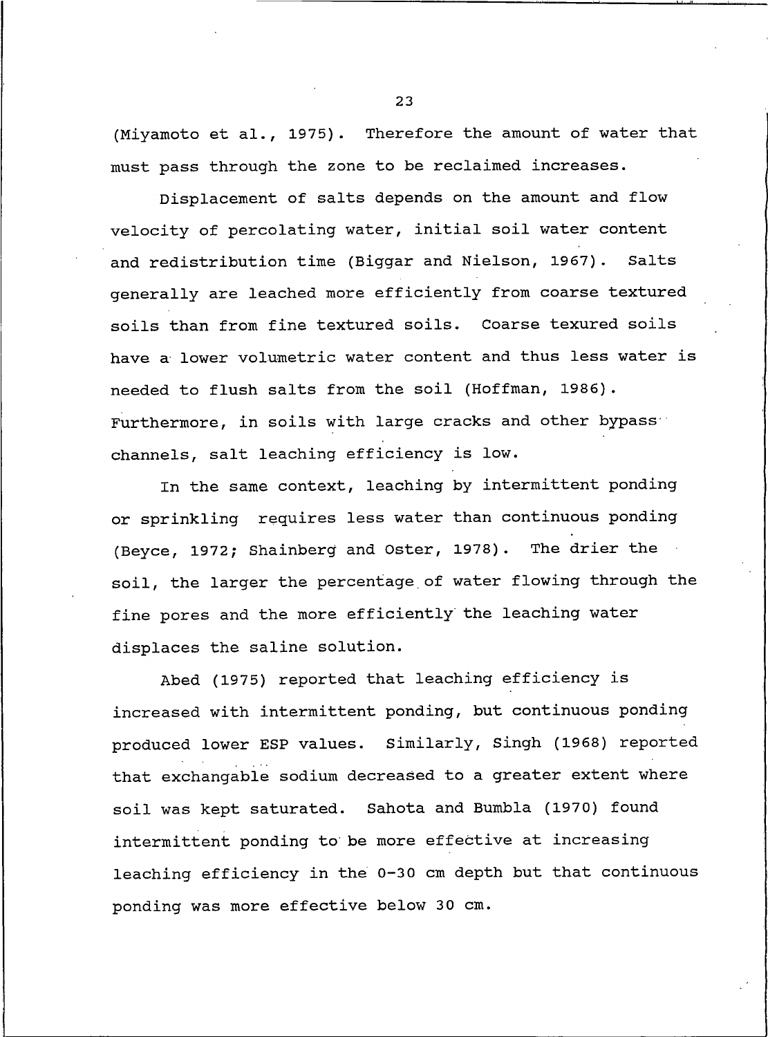(Miyamoto et al., 1975). Therefore the amount of water that must pass through the zone to be reclaimed increases.

Displacement of salts depends on the amount and flow velocity of percolating water, initial soil water content and redistribution time (Biggar and Nielson, 1967). Salts generally are leached more efficiently from coarse textured soils than from fine textured soils. Coarse texured soils have a lower volumetric water content and thus less water is needed to flush salts from the soil (Hoffman, 1986). Furthermore, in soils with large cracks and other bypass channels, salt leaching efficiency is low.

In the same context, leaching by intermittent ponding or sprinkling requires less water than continuous ponding (Beyce, 1972; Shainberg and Oster, 1978). The drier the soil, the larger the percentage of water flowing through the fine pores and the more efficiently the leaching water displaces the saline solution.

Abed (1975) reported that leaching efficiency is increased with intermittent ponding, but continuous ponding produced lower ESP values. Similarly, Singh (1968) reported that exchangable sodium decreased to a greater extent where soil was kept saturated. Sahota and Bumbla (1970) found intermittent ponding to be more effective at increasing leaching efficiency in the 0-30 cm depth but that continuous ponding was more effective below 30 cm.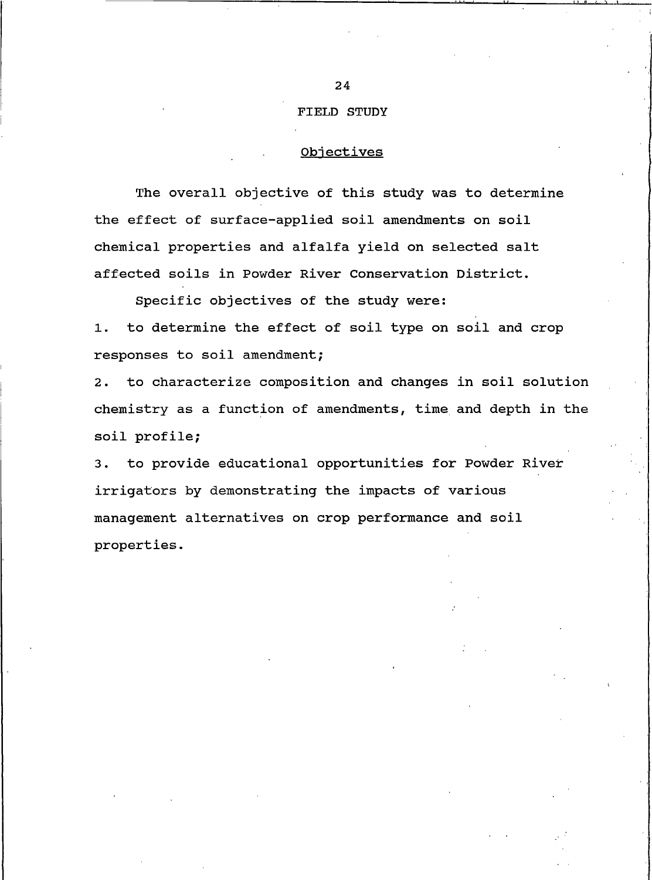# FIELD STUDY

## Objectives

The overall objective of this study was to determine the effect of surface-applied soil amendments on soil chemical properties and alfalfa yield on selected salt affected soils in Powder River Conservation District.

Specific objectives of the study were:

1. to determine the effect of soil type on soil and crop responses to soil amendment;
2. to characterize composition and changes in soil solution chemistry as a function of amendments, time and depth in the soil profile;
3. to provide educational opportunities for Powder River irrigators by demonstrating the impacts of various management alternatives on crop performance and soil properties.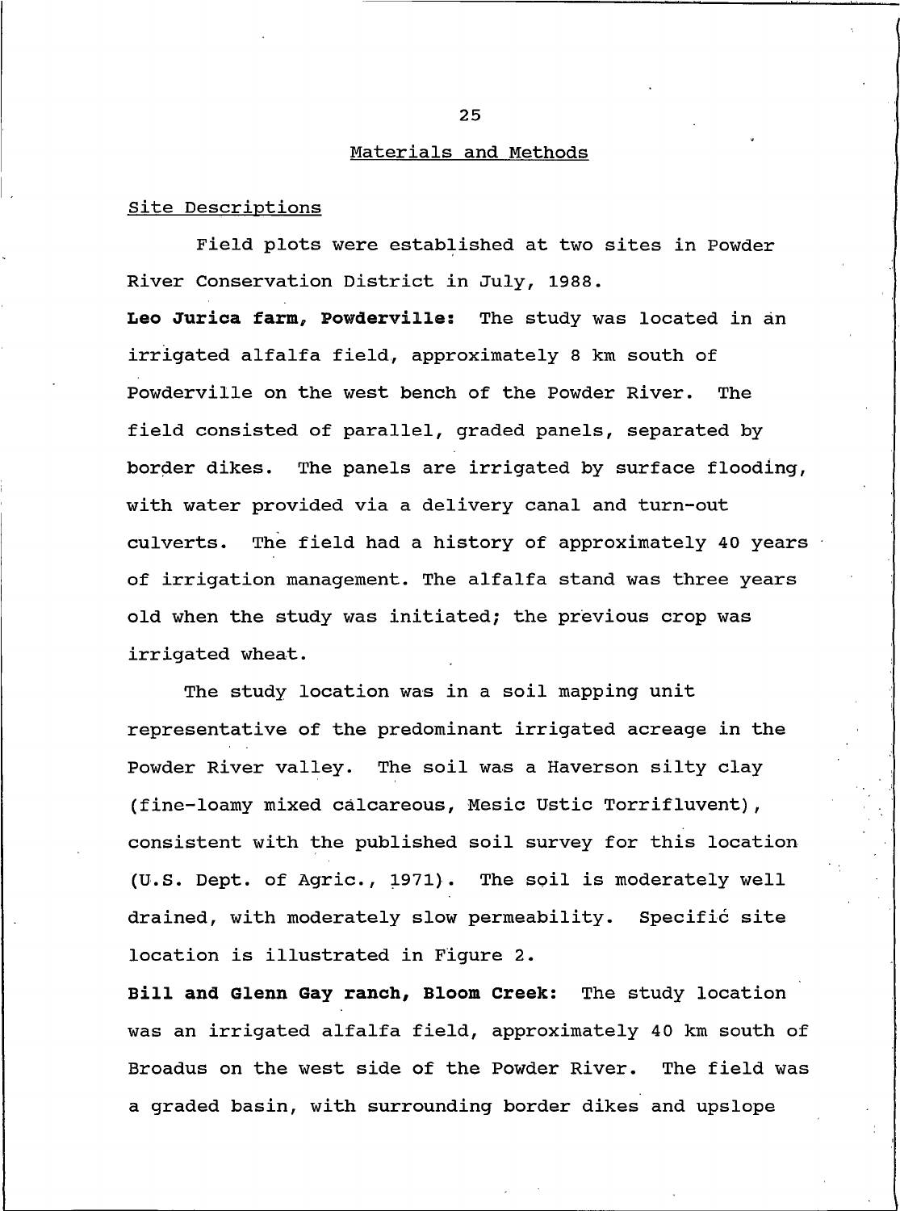## Materials and Methods

### Site Descriptions

Field plots were established at two sites in Powder River Conservation District in July, 1988.

**Leo Jurica farm, Powderville:** The study was located in an irrigated alfalfa field, approximately 8 km south of Powderville on the west bench of the Powder River. The field consisted of parallel, graded panels, separated by border dikes. The panels are irrigated by surface flooding, with water provided via a delivery canal and turn-out culverts. The field had a history of approximately 40 years of irrigation management. The alfalfa stand was three years old when the study was initiated; the previous crop was irrigated wheat.

The study location was in a soil mapping unit representative of the predominant irrigated acreage in the Powder River valley. The soil was a Haverson silty clay (fine-loamy mixed calcareous, Mesic Ustic Torrifluvent), consistent with the published soil survey for this location (U.S. Dept. of Agric., 1971). The soil is moderately well drained, with moderately slow permeability. Specific site location is illustrated in Figure 2.

**Bill and Glenn Gay ranch, Bloom Creek:** The study location was an irrigated alfalfa field, approximately 40 km south of Broadus on the west side of the Powder River. The field was a graded basin, with surrounding border dikes and upslope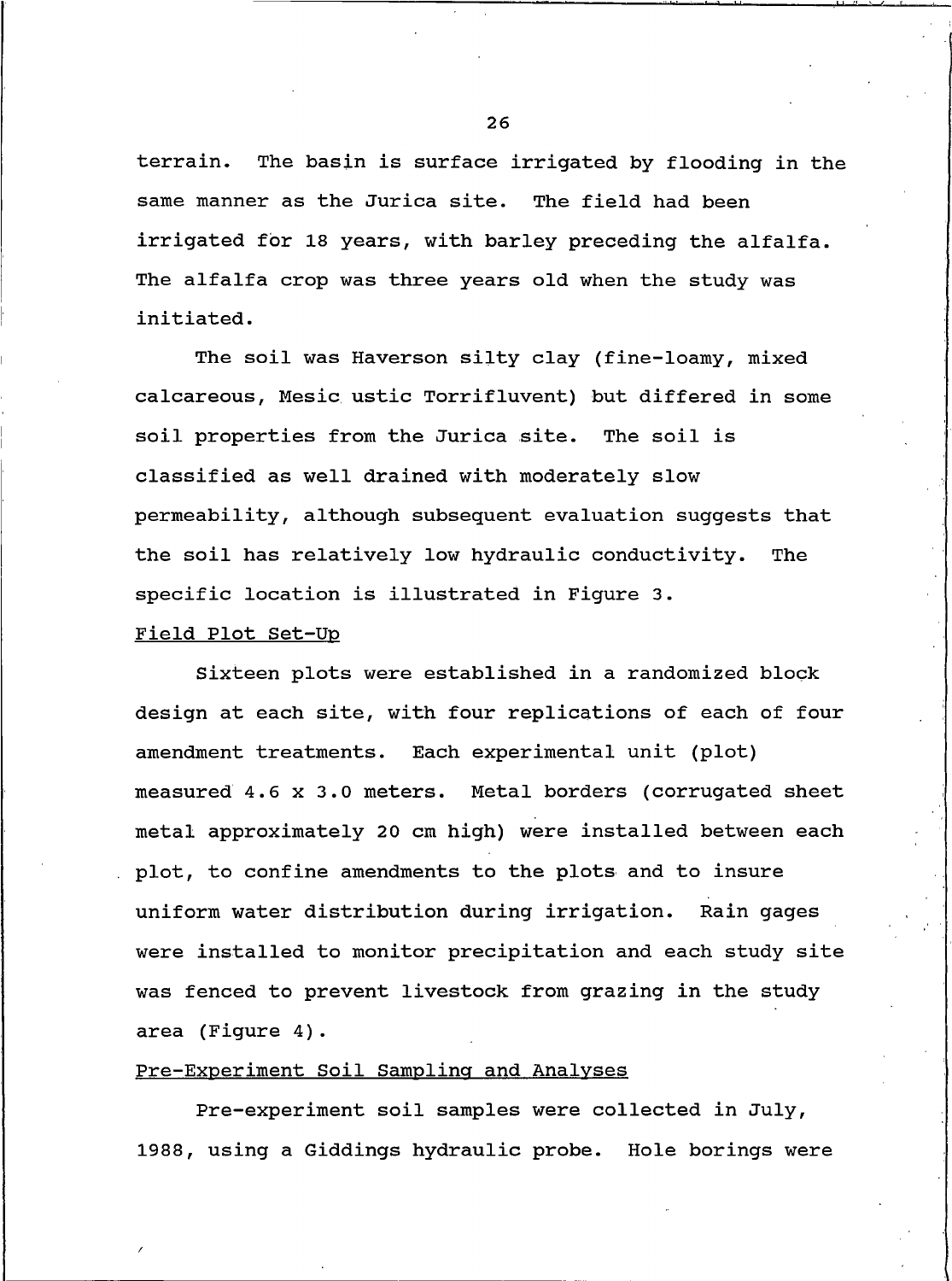terrain. The basin is surface irrigated by flooding in the same manner as the Jurica site. The field had been irrigated for 18 years, with barley preceding the alfalfa. The alfalfa crop was three years old when the study was initiated.

The soil was Haverson silty clay (fine-loamy, mixed calcareous, Mesic ustic Torrifluvent) but differed in some soil properties from the Jurica site. The soil is classified as well drained with moderately slow permeability, although subsequent evaluation suggests that the soil has relatively low hydraulic conductivity. The specific location is illustrated in Figure 3.

## Field Plot Set-Up

Sixteen plots were established in a randomized block design at each site, with four replications of each of four amendment treatments. Each experimental unit (plot) measured 4.6 x 3.0 meters. Metal borders (corrugated sheet metal approximately 20 cm high) were installed between each plot, to confine amendments to the plots and to insure uniform water distribution during irrigation. Rain gages were installed to monitor precipitation and each study site was fenced to prevent livestock from grazing in the study area (Figure 4).

## Pre-Experiment Soil Sampling and Analyses

Pre-experiment soil samples were collected in July, 1988, using a Giddings hydraulic probe. Hole borings were